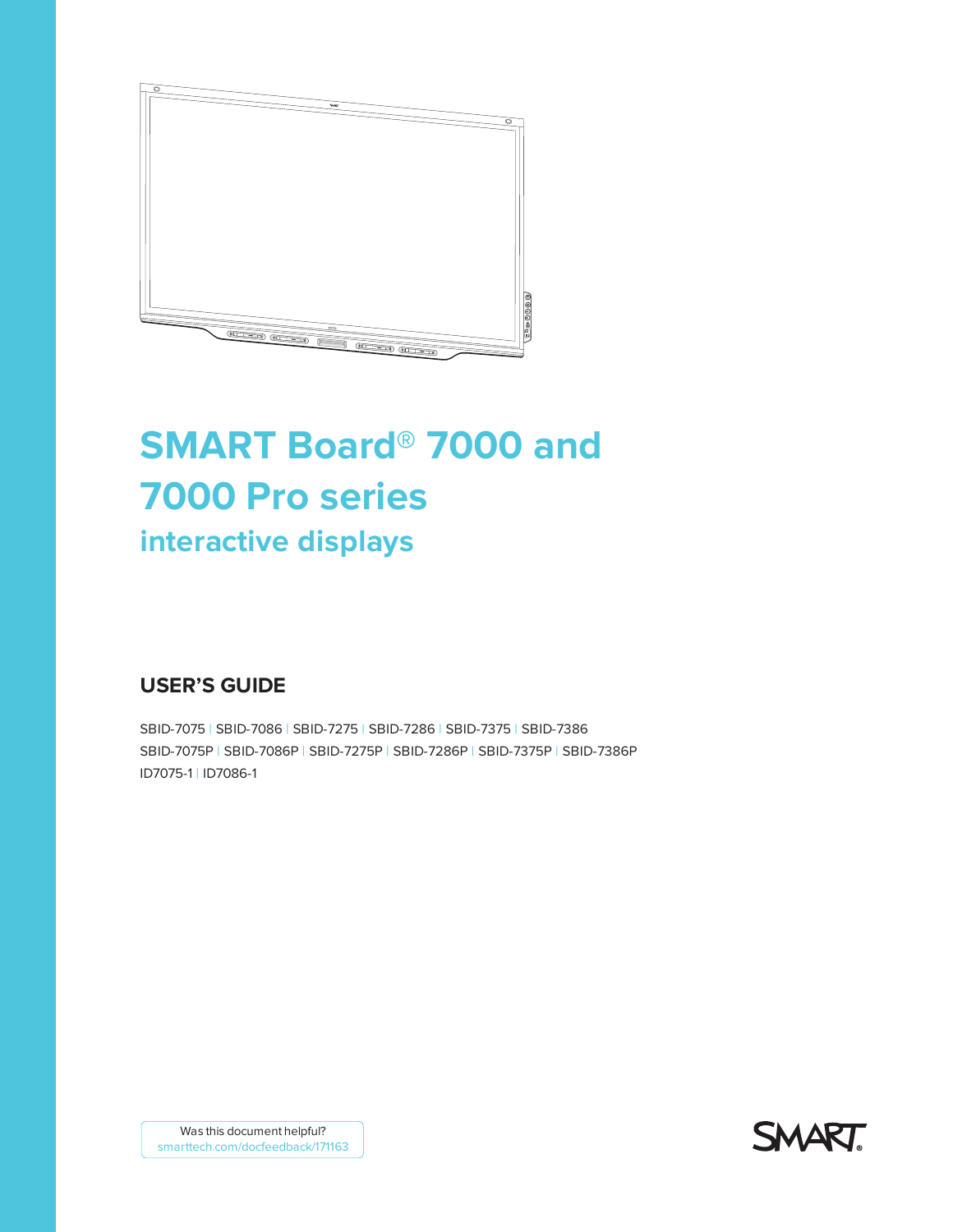# SMART Board® 7000 and 7000 Pro series

## interactive displays

### USER'S GUIDE

SBID-7075 | SBID-7086 | SBID-7275 | SBID-7286 | SBID-7375 | SBID-7386
SBID-7075P | SBID-7086P | SBID-7275P | SBID-7286P | SBID-7375P | SBID-7386P
ID7075-1 | ID7086-1

Was this document helpful?
smarttech.com/docfeedback/171163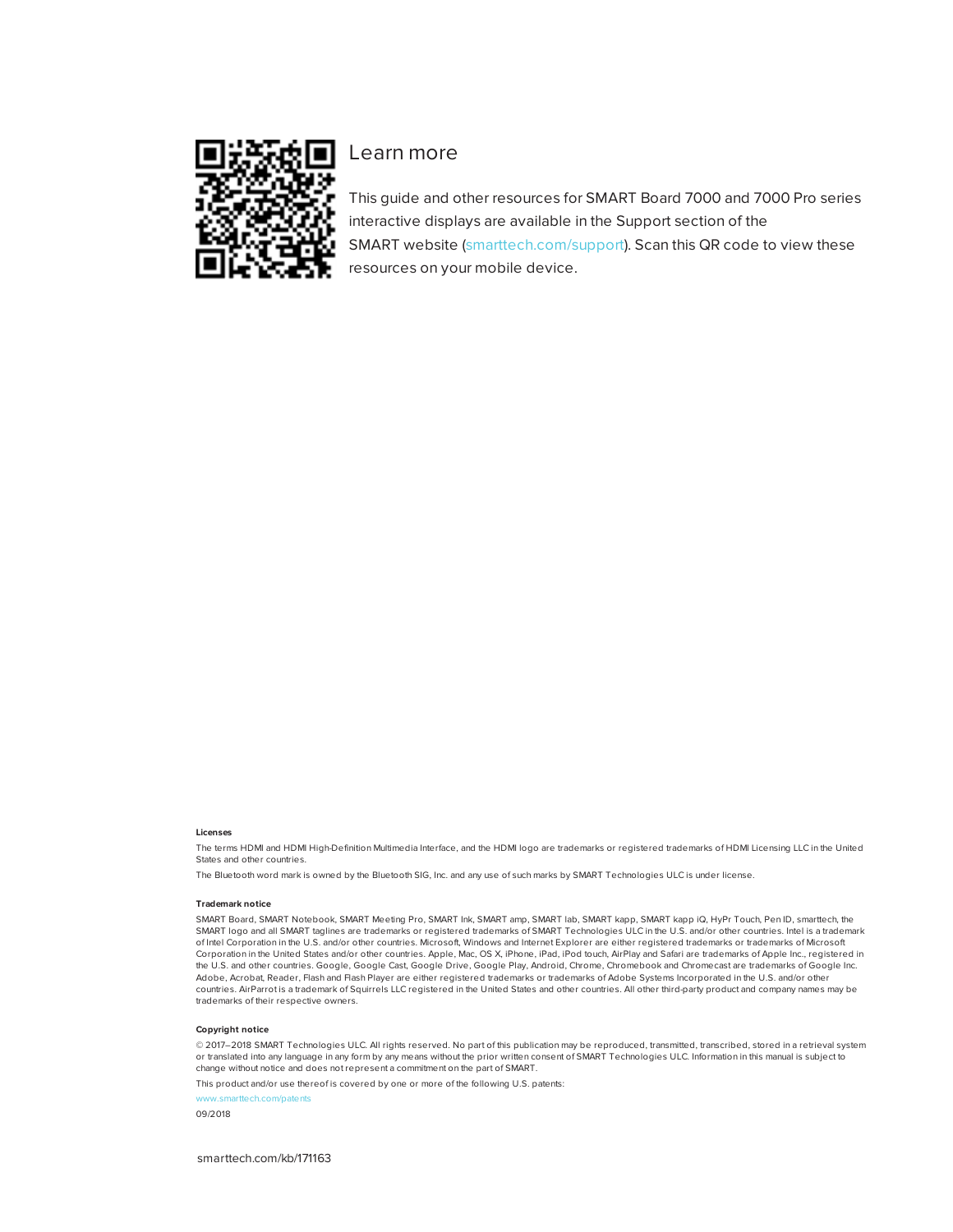## Learn more

This guide and other resources for SMART Board 7000 and 7000 Pro series interactive displays are available in the Support section of the SMART website (smarttech.com/support). Scan this QR code to view these resources on your mobile device.

**Licenses**

The terms HDMI and HDMI High-Definition Multimedia Interface, and the HDMI logo are trademarks or registered trademarks of HDMI Licensing LLC in the United States and other countries.

The Bluetooth word mark is owned by the Bluetooth SIG, Inc. and any use of such marks by SMART Technologies ULC is under license.

**Trademark notice**

SMART Board, SMART Notebook, SMART Meeting Pro, SMART Ink, SMART amp, SMART lab, SMART kapp, SMART kapp iQ, HyPr Touch, Pen ID, smarttech, the SMART logo and all SMART taglines are trademarks or registered trademarks of SMART Technologies ULC in the U.S. and/or other countries. Intel is a trademark of Intel Corporation in the U.S. and/or other countries. Microsoft, Windows and Internet Explorer are either registered trademarks or trademarks of Microsoft Corporation in the United States and/or other countries. Apple, Mac, OS X, iPhone, iPad, iPod touch, AirPlay and Safari are trademarks of Apple Inc., registered in the U.S. and other countries. Google, Google Cast, Google Drive, Google Play, Android, Chrome, Chromebook and Chromecast are trademarks of Google Inc. Adobe, Acrobat, Reader, Flash and Flash Player are either registered trademarks or trademarks of Adobe Systems Incorporated in the U.S. and/or other countries. AirParrot is a trademark of Squirrels LLC registered in the United States and other countries. All other third-party product and company names may be trademarks of their respective owners.

**Copyright notice**

© 2017–2018 SMART Technologies ULC. All rights reserved. No part of this publication may be reproduced, transmitted, transcribed, stored in a retrieval system or translated into any language in any form by any means without the prior written consent of SMART Technologies ULC. Information in this manual is subject to change without notice and does not represent a commitment on the part of SMART.

This product and/or use thereof is covered by one or more of the following U.S. patents:

www.smarttech.com/patents

09/2018

smarttech.com/kb/171163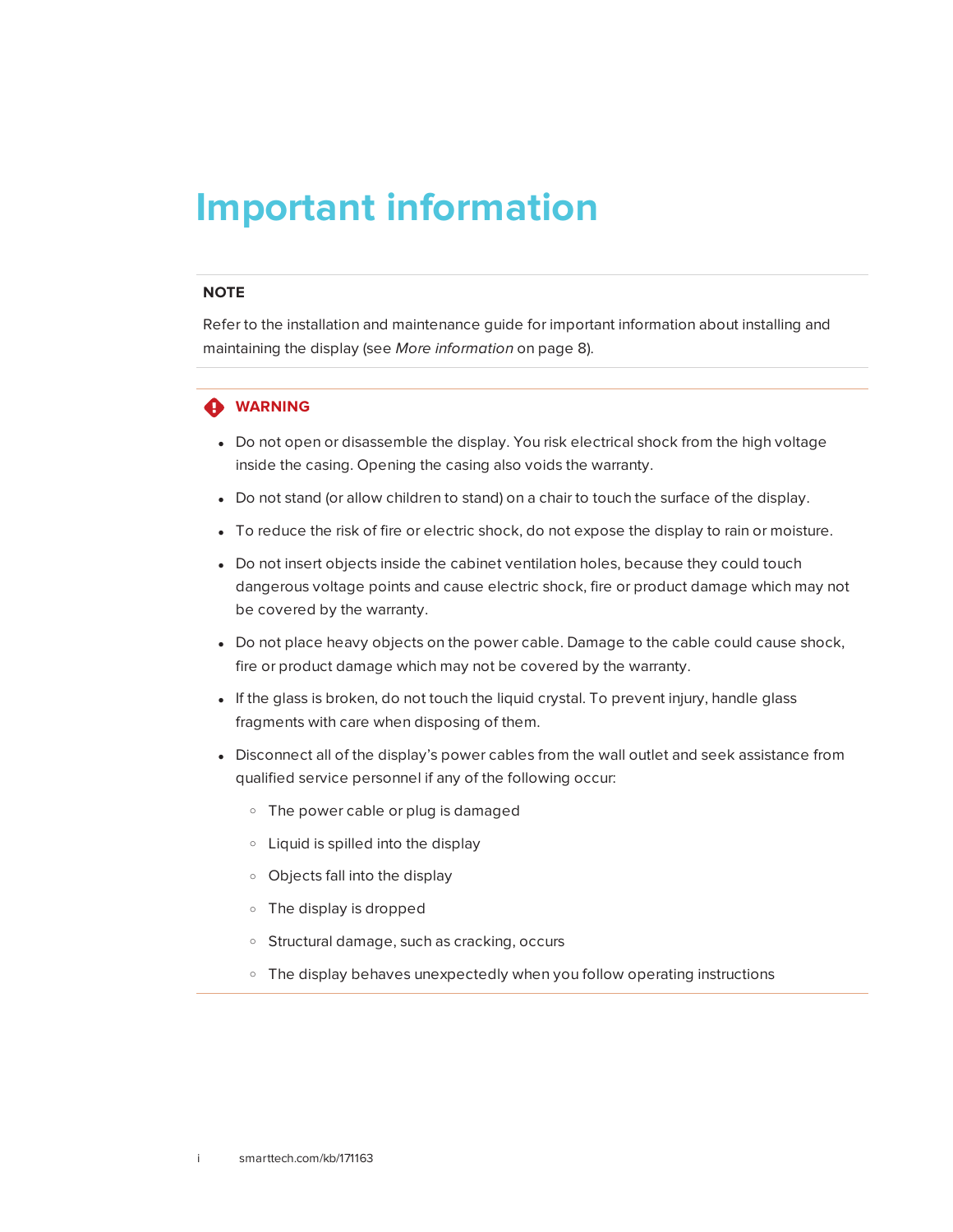# Important information

**NOTE**

Refer to the installation and maintenance guide for important information about installing and maintaining the display (see *More information* on page 8).

**WARNING**

- Do not open or disassemble the display. You risk electrical shock from the high voltage inside the casing. Opening the casing also voids the warranty.
- Do not stand (or allow children to stand) on a chair to touch the surface of the display.
- To reduce the risk of fire or electric shock, do not expose the display to rain or moisture.
- Do not insert objects inside the cabinet ventilation holes, because they could touch dangerous voltage points and cause electric shock, fire or product damage which may not be covered by the warranty.
- Do not place heavy objects on the power cable. Damage to the cable could cause shock, fire or product damage which may not be covered by the warranty.
- If the glass is broken, do not touch the liquid crystal. To prevent injury, handle glass fragments with care when disposing of them.
- Disconnect all of the display's power cables from the wall outlet and seek assistance from qualified service personnel if any of the following occur:
  - The power cable or plug is damaged
  - Liquid is spilled into the display
  - Objects fall into the display
  - The display is dropped
  - Structural damage, such as cracking, occurs
  - The display behaves unexpectedly when you follow operating instructions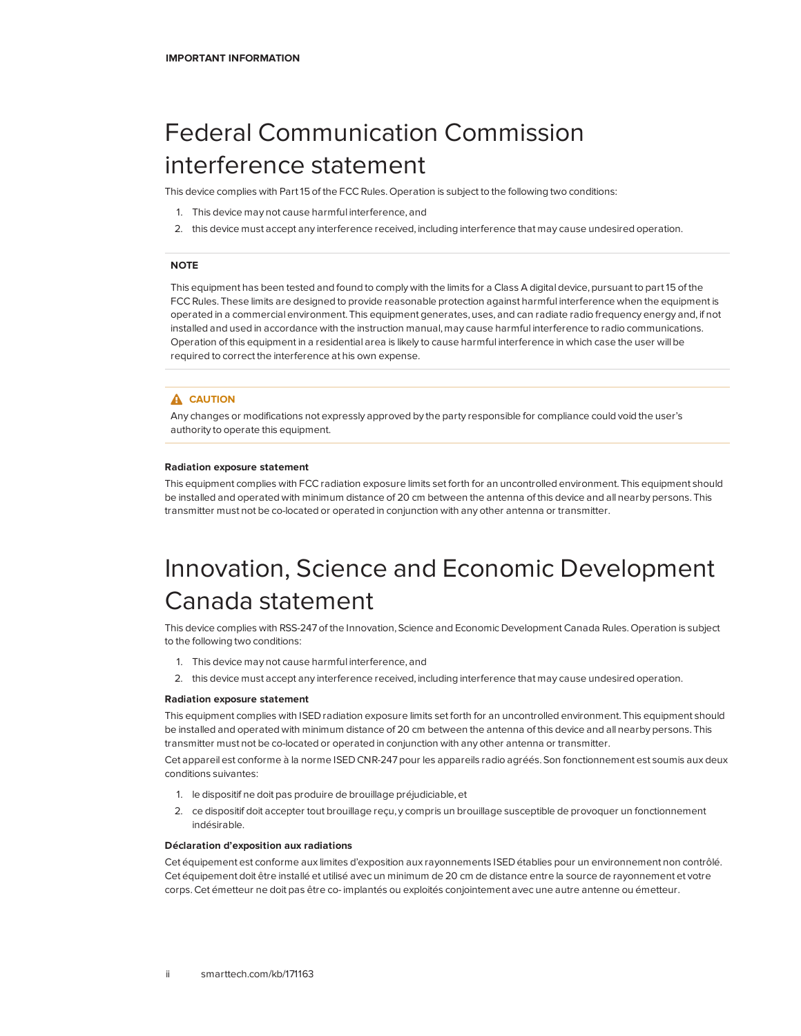# Federal Communication Commission interference statement

This device complies with Part 15 of the FCC Rules. Operation is subject to the following two conditions:

1. This device may not cause harmful interference, and
2. this device must accept any interference received, including interference that may cause undesired operation.

**NOTE**

This equipment has been tested and found to comply with the limits for a Class A digital device, pursuant to part 15 of the FCC Rules. These limits are designed to provide reasonable protection against harmful interference when the equipment is operated in a commercial environment. This equipment generates, uses, and can radiate radio frequency energy and, if not installed and used in accordance with the instruction manual, may cause harmful interference to radio communications. Operation of this equipment in a residential area is likely to cause harmful interference in which case the user will be required to correct the interference at his own expense.

**CAUTION**

Any changes or modifications not expressly approved by the party responsible for compliance could void the user's authority to operate this equipment.

#### Radiation exposure statement

This equipment complies with FCC radiation exposure limits set forth for an uncontrolled environment. This equipment should be installed and operated with minimum distance of 20 cm between the antenna of this device and all nearby persons. This transmitter must not be co-located or operated in conjunction with any other antenna or transmitter.

# Innovation, Science and Economic Development Canada statement

This device complies with RSS-247 of the Innovation, Science and Economic Development Canada Rules. Operation is subject to the following two conditions:

1. This device may not cause harmful interference, and
2. this device must accept any interference received, including interference that may cause undesired operation.

#### Radiation exposure statement

This equipment complies with ISED radiation exposure limits set forth for an uncontrolled environment. This equipment should be installed and operated with minimum distance of 20 cm between the antenna of this device and all nearby persons. This transmitter must not be co-located or operated in conjunction with any other antenna or transmitter.

Cet appareil est conforme à la norme ISED CNR-247 pour les appareils radio agréés. Son fonctionnement est soumis aux deux conditions suivantes:

1. le dispositif ne doit pas produire de brouillage préjudiciable, et
2. ce dispositif doit accepter tout brouillage reçu, y compris un brouillage susceptible de provoquer un fonctionnement indésirable.

#### Déclaration d'exposition aux radiations

Cet équipement est conforme aux limites d'exposition aux rayonnements ISED établies pour un environnement non contrôlé. Cet équipement doit être installé et utilisé avec un minimum de 20 cm de distance entre la source de rayonnement et votre corps. Cet émetteur ne doit pas être co- implantés ou exploités conjointement avec une autre antenne ou émetteur.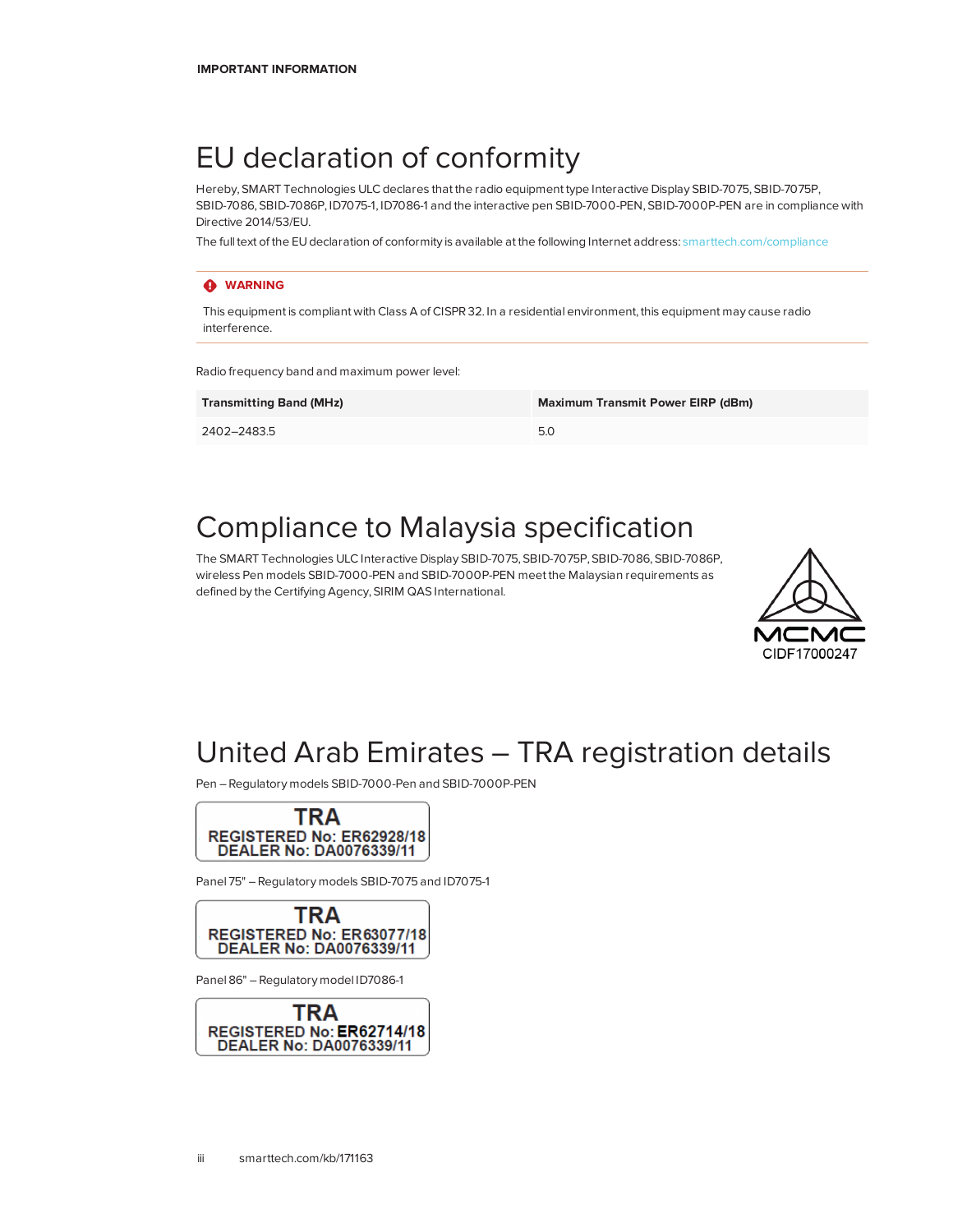# EU declaration of conformity

Hereby, SMART Technologies ULC declares that the radio equipment type Interactive Display SBID-7075, SBID-7075P, SBID-7086, SBID-7086P, ID7075-1, ID7086-1 and the interactive pen SBID-7000-PEN, SBID-7000P-PEN are in compliance with Directive 2014/53/EU.

The full text of the EU declaration of conformity is available at the following Internet address: smarttech.com/compliance

> **WARNING**
>
> This equipment is compliant with Class A of CISPR 32. In a residential environment, this equipment may cause radio interference.

Radio frequency band and maximum power level:

| Transmitting Band (MHz) | Maximum Transmit Power EIRP (dBm) |
| --- | --- |
| 2402–2483.5 | 5.0 |

# Compliance to Malaysia specification

The SMART Technologies ULC Interactive Display SBID-7075, SBID-7075P, SBID-7086, SBID-7086P, wireless Pen models SBID-7000-PEN and SBID-7000P-PEN meet the Malaysian requirements as defined by the Certifying Agency, SIRIM QAS International.

MCMC
CIDF17000247

# United Arab Emirates – TRA registration details

Pen – Regulatory models SBID-7000-Pen and SBID-7000P-PEN

**TRA**
**REGISTERED No: ER62928/18**
**DEALER No: DA0076339/11**

Panel 75" – Regulatory models SBID-7075 and ID7075-1

**TRA**
**REGISTERED No: ER63077/18**
**DEALER No: DA0076339/11**

Panel 86" – Regulatory model ID7086-1

**TRA**
**REGISTERED No: ER62714/18**
**DEALER No: DA0076339/11**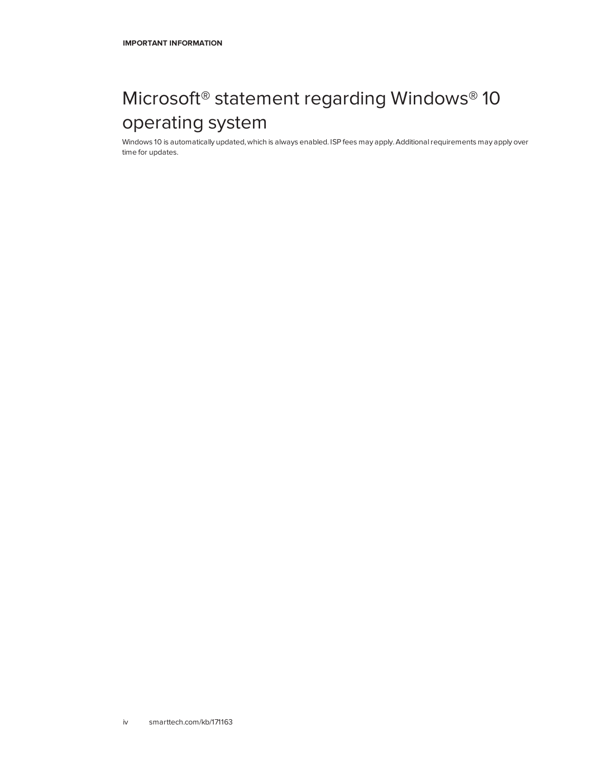# Microsoft® statement regarding Windows® 10 operating system

Windows 10 is automatically updated, which is always enabled. ISP fees may apply. Additional requirements may apply over time for updates.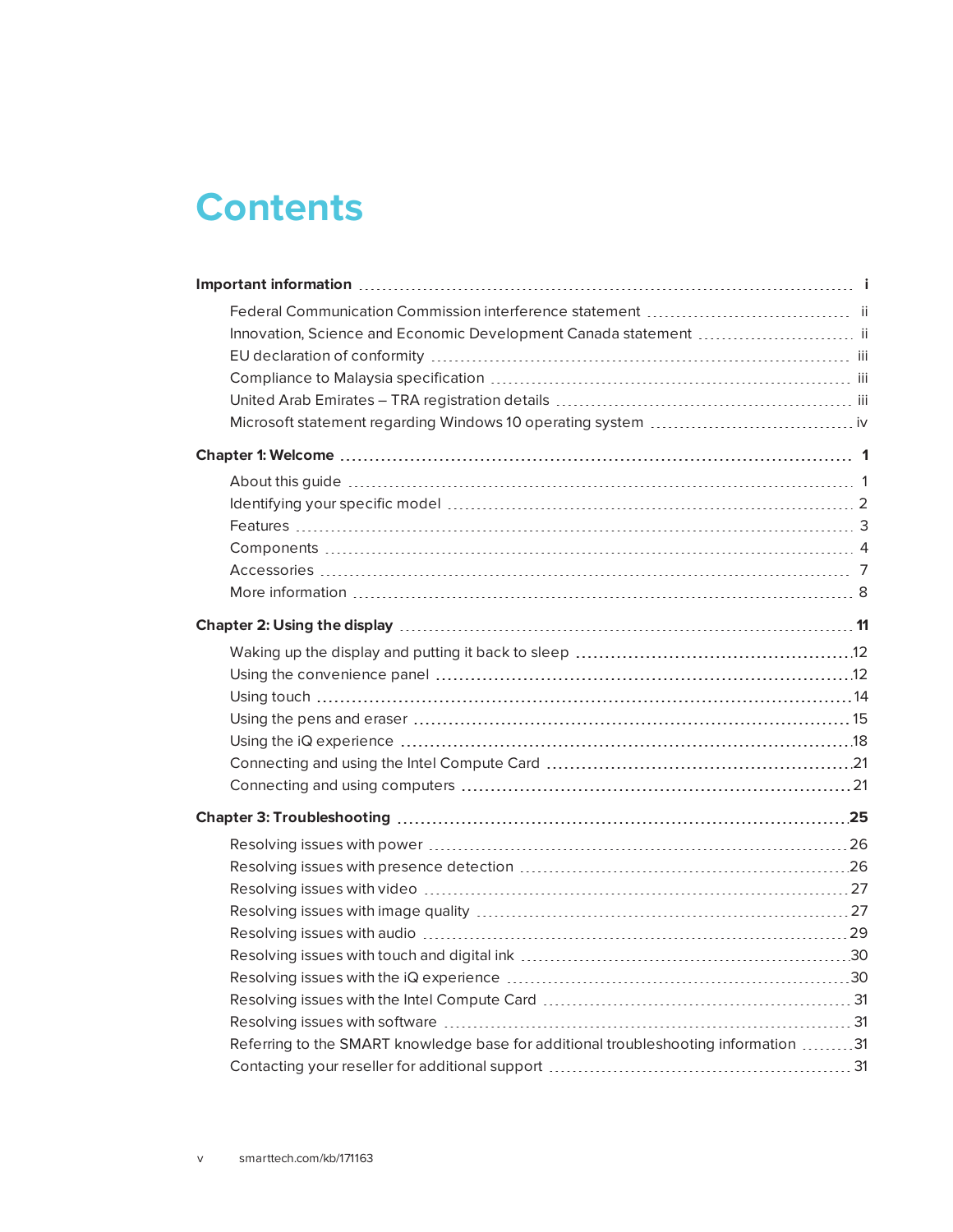# Contents

**Important information** ... i

- Federal Communication Commission interference statement ... ii
- Innovation, Science and Economic Development Canada statement ... ii
- EU declaration of conformity ... iii
- Compliance to Malaysia specification ... iii
- United Arab Emirates – TRA registration details ... iii
- Microsoft statement regarding Windows 10 operating system ... iv

**Chapter 1: Welcome** ... 1

- About this guide ... 1
- Identifying your specific model ... 2
- Features ... 3
- Components ... 4
- Accessories ... 7
- More information ... 8

**Chapter 2: Using the display** ... 11

- Waking up the display and putting it back to sleep ... 12
- Using the convenience panel ... 12
- Using touch ... 14
- Using the pens and eraser ... 15
- Using the iQ experience ... 18
- Connecting and using the Intel Compute Card ... 21
- Connecting and using computers ... 21

**Chapter 3: Troubleshooting** ... 25

- Resolving issues with power ... 26
- Resolving issues with presence detection ... 26
- Resolving issues with video ... 27
- Resolving issues with image quality ... 27
- Resolving issues with audio ... 29
- Resolving issues with touch and digital ink ... 30
- Resolving issues with the iQ experience ... 30
- Resolving issues with the Intel Compute Card ... 31
- Resolving issues with software ... 31
- Referring to the SMART knowledge base for additional troubleshooting information ... 31
- Contacting your reseller for additional support ... 31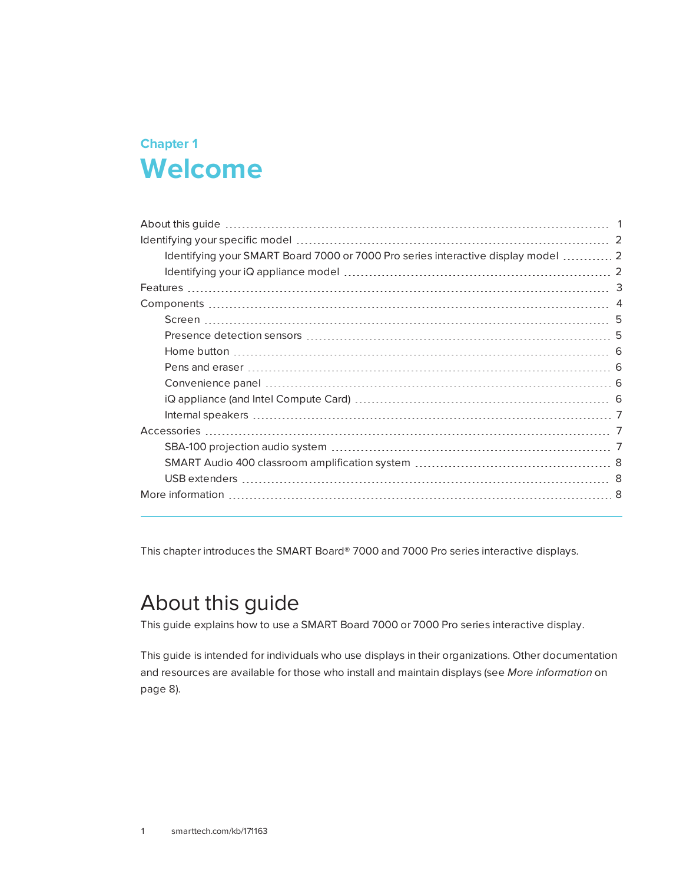Chapter 1

# Welcome

| | |
|---|---|
| About this guide | 1 |
| Identifying your specific model | 2 |
| Identifying your SMART Board 7000 or 7000 Pro series interactive display model | 2 |
| Identifying your iQ appliance model | 2 |
| Features | 3 |
| Components | 4 |
| Screen | 5 |
| Presence detection sensors | 5 |
| Home button | 6 |
| Pens and eraser | 6 |
| Convenience panel | 6 |
| iQ appliance (and Intel Compute Card) | 6 |
| Internal speakers | 7 |
| Accessories | 7 |
| SBA-100 projection audio system | 7 |
| SMART Audio 400 classroom amplification system | 8 |
| USB extenders | 8 |
| More information | 8 |

This chapter introduces the SMART Board® 7000 and 7000 Pro series interactive displays.

## About this guide

This guide explains how to use a SMART Board 7000 or 7000 Pro series interactive display.

This guide is intended for individuals who use displays in their organizations. Other documentation and resources are available for those who install and maintain displays (see *More information* on page 8).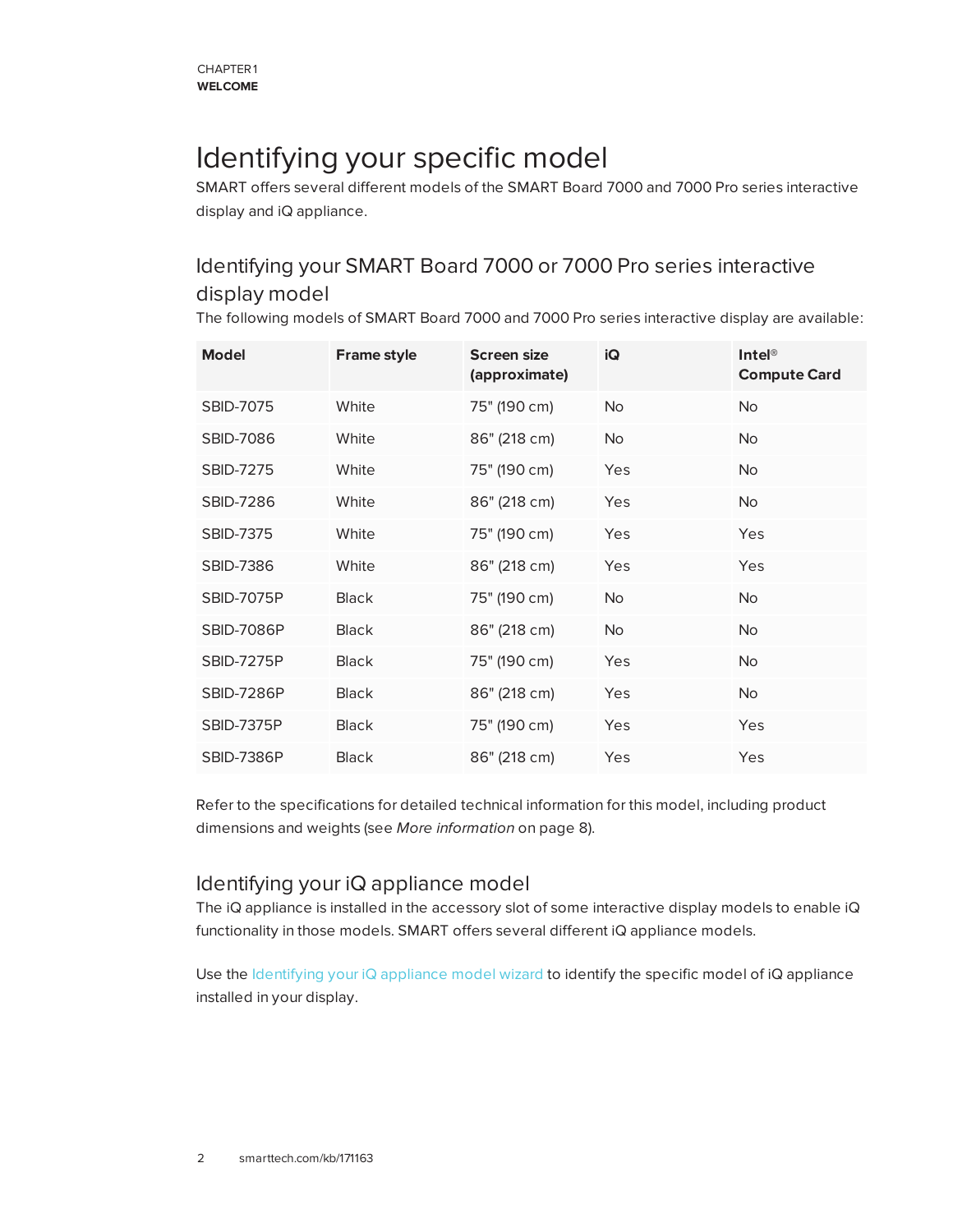# Identifying your specific model

SMART offers several different models of the SMART Board 7000 and 7000 Pro series interactive display and iQ appliance.

## Identifying your SMART Board 7000 or 7000 Pro series interactive display model

The following models of SMART Board 7000 and 7000 Pro series interactive display are available:

| Model | Frame style | Screen size (approximate) | iQ | Intel® Compute Card |
|---|---|---|---|---|
| SBID-7075 | White | 75" (190 cm) | No | No |
| SBID-7086 | White | 86" (218 cm) | No | No |
| SBID-7275 | White | 75" (190 cm) | Yes | No |
| SBID-7286 | White | 86" (218 cm) | Yes | No |
| SBID-7375 | White | 75" (190 cm) | Yes | Yes |
| SBID-7386 | White | 86" (218 cm) | Yes | Yes |
| SBID-7075P | Black | 75" (190 cm) | No | No |
| SBID-7086P | Black | 86" (218 cm) | No | No |
| SBID-7275P | Black | 75" (190 cm) | Yes | No |
| SBID-7286P | Black | 86" (218 cm) | Yes | No |
| SBID-7375P | Black | 75" (190 cm) | Yes | Yes |
| SBID-7386P | Black | 86" (218 cm) | Yes | Yes |

Refer to the specifications for detailed technical information for this model, including product dimensions and weights (see *More information* on page 8).

## Identifying your iQ appliance model

The iQ appliance is installed in the accessory slot of some interactive display models to enable iQ functionality in those models. SMART offers several different iQ appliance models.

Use the Identifying your iQ appliance model wizard to identify the specific model of iQ appliance installed in your display.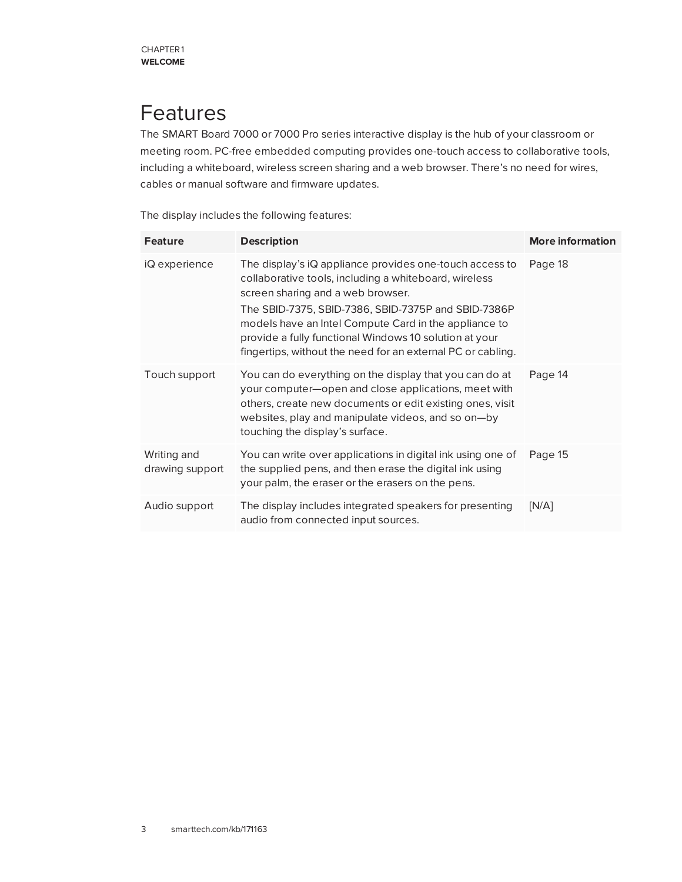# Features

The SMART Board 7000 or 7000 Pro series interactive display is the hub of your classroom or meeting room. PC-free embedded computing provides one-touch access to collaborative tools, including a whiteboard, wireless screen sharing and a web browser. There's no need for wires, cables or manual software and firmware updates.

The display includes the following features:

| Feature | Description | More information |
| --- | --- | --- |
| iQ experience | The display's iQ appliance provides one-touch access to collaborative tools, including a whiteboard, wireless screen sharing and a web browser.<br>The SBID-7375, SBID-7386, SBID-7375P and SBID-7386P models have an Intel Compute Card in the appliance to provide a fully functional Windows 10 solution at your fingertips, without the need for an external PC or cabling. | Page 18 |
| Touch support | You can do everything on the display that you can do at your computer—open and close applications, meet with others, create new documents or edit existing ones, visit websites, play and manipulate videos, and so on—by touching the display's surface. | Page 14 |
| Writing and drawing support | You can write over applications in digital ink using one of the supplied pens, and then erase the digital ink using your palm, the eraser or the erasers on the pens. | Page 15 |
| Audio support | The display includes integrated speakers for presenting audio from connected input sources. | [N/A] |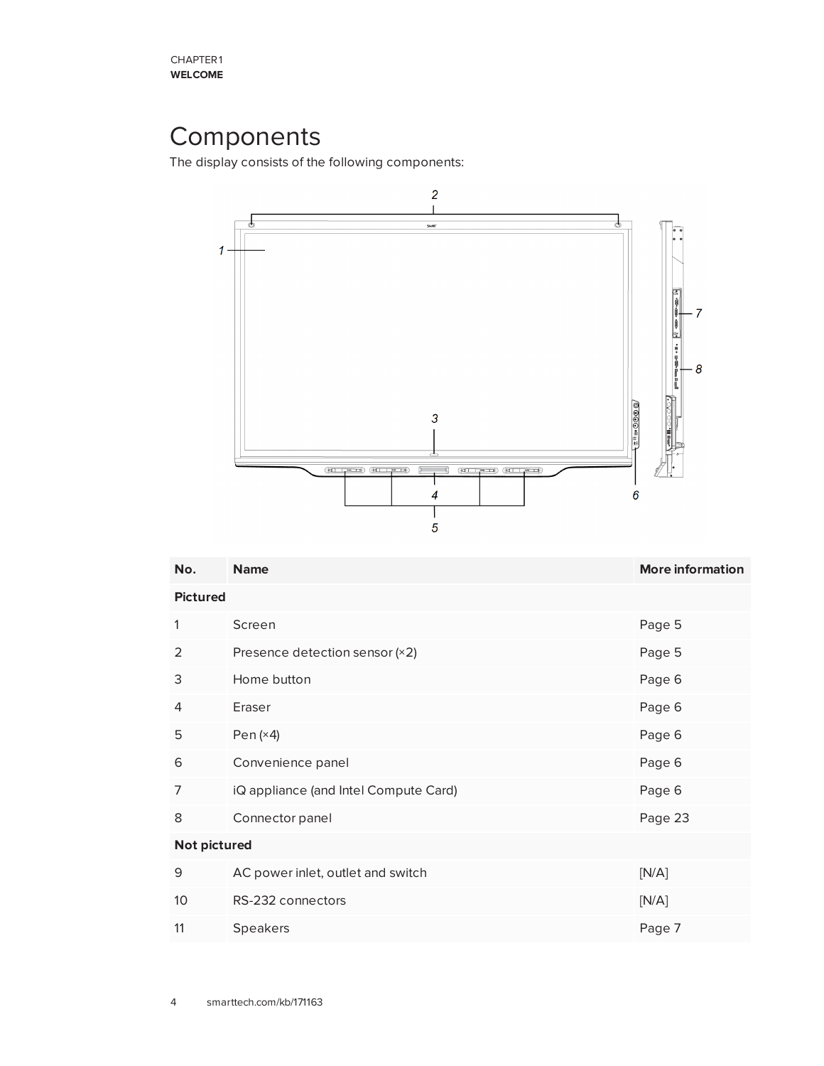# Components

The display consists of the following components:

| No. | Name | More information |
| --- | --- | --- |
| **Pictured** | | |
| 1 | Screen | Page 5 |
| 2 | Presence detection sensor (×2) | Page 5 |
| 3 | Home button | Page 6 |
| 4 | Eraser | Page 6 |
| 5 | Pen (×4) | Page 6 |
| 6 | Convenience panel | Page 6 |
| 7 | iQ appliance (and Intel Compute Card) | Page 6 |
| 8 | Connector panel | Page 23 |
| **Not pictured** | | |
| 9 | AC power inlet, outlet and switch | [N/A] |
| 10 | RS-232 connectors | [N/A] |
| 11 | Speakers | Page 7 |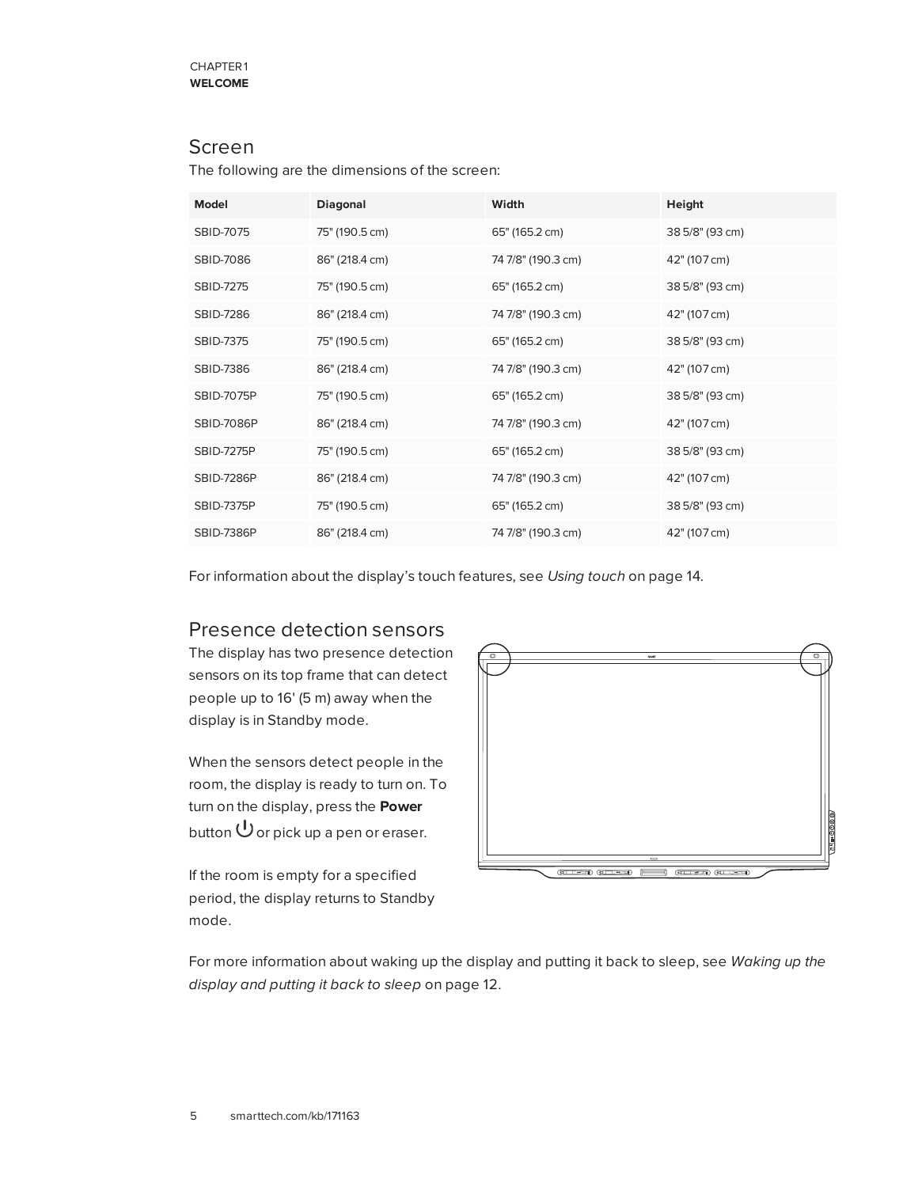## Screen

The following are the dimensions of the screen:

| Model | Diagonal | Width | Height |
| --- | --- | --- | --- |
| SBID-7075 | 75" (190.5 cm) | 65" (165.2 cm) | 38 5/8" (93 cm) |
| SBID-7086 | 86" (218.4 cm) | 74 7/8" (190.3 cm) | 42" (107 cm) |
| SBID-7275 | 75" (190.5 cm) | 65" (165.2 cm) | 38 5/8" (93 cm) |
| SBID-7286 | 86" (218.4 cm) | 74 7/8" (190.3 cm) | 42" (107 cm) |
| SBID-7375 | 75" (190.5 cm) | 65" (165.2 cm) | 38 5/8" (93 cm) |
| SBID-7386 | 86" (218.4 cm) | 74 7/8" (190.3 cm) | 42" (107 cm) |
| SBID-7075P | 75" (190.5 cm) | 65" (165.2 cm) | 38 5/8" (93 cm) |
| SBID-7086P | 86" (218.4 cm) | 74 7/8" (190.3 cm) | 42" (107 cm) |
| SBID-7275P | 75" (190.5 cm) | 65" (165.2 cm) | 38 5/8" (93 cm) |
| SBID-7286P | 86" (218.4 cm) | 74 7/8" (190.3 cm) | 42" (107 cm) |
| SBID-7375P | 75" (190.5 cm) | 65" (165.2 cm) | 38 5/8" (93 cm) |
| SBID-7386P | 86" (218.4 cm) | 74 7/8" (190.3 cm) | 42" (107 cm) |

For information about the display's touch features, see *Using touch* on page 14.

## Presence detection sensors

The display has two presence detection sensors on its top frame that can detect people up to 16' (5 m) away when the display is in Standby mode.

When the sensors detect people in the room, the display is ready to turn on. To turn on the display, press the **Power** button ⏻ or pick up a pen or eraser.

If the room is empty for a specified period, the display returns to Standby mode.

For more information about waking up the display and putting it back to sleep, see *Waking up the display and putting it back to sleep* on page 12.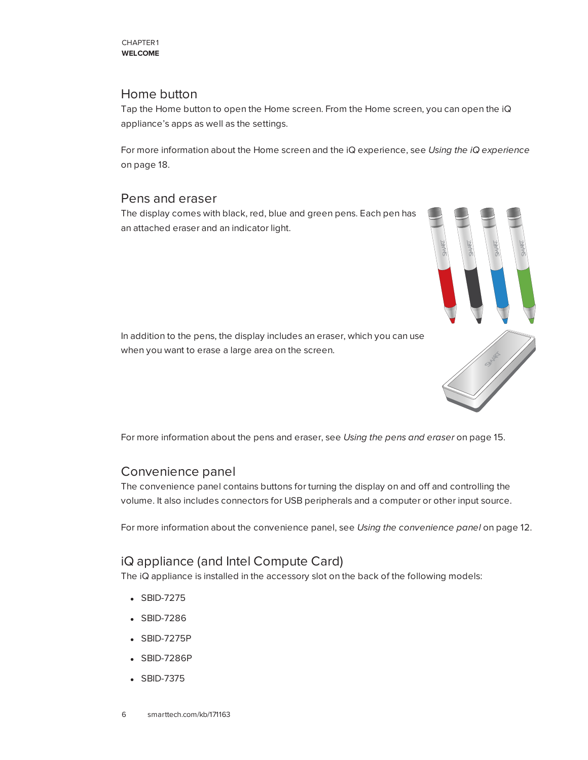## Home button

Tap the Home button to open the Home screen. From the Home screen, you can open the iQ appliance's apps as well as the settings.

For more information about the Home screen and the iQ experience, see *Using the iQ experience* on page 18.

## Pens and eraser

The display comes with black, red, blue and green pens. Each pen has an attached eraser and an indicator light.

In addition to the pens, the display includes an eraser, which you can use when you want to erase a large area on the screen.

For more information about the pens and eraser, see *Using the pens and eraser* on page 15.

## Convenience panel

The convenience panel contains buttons for turning the display on and off and controlling the volume. It also includes connectors for USB peripherals and a computer or other input source.

For more information about the convenience panel, see *Using the convenience panel* on page 12.

## iQ appliance (and Intel Compute Card)

The iQ appliance is installed in the accessory slot on the back of the following models:

- SBID-7275
- SBID-7286
- SBID-7275P
- SBID-7286P
- SBID-7375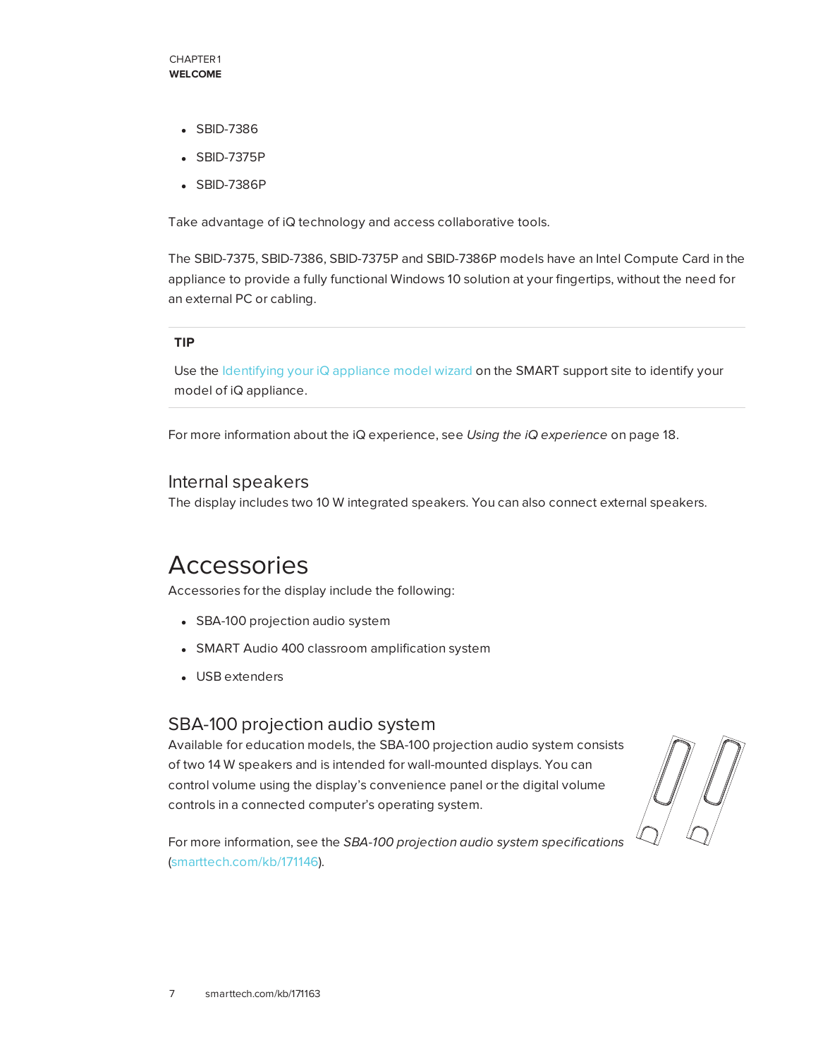- SBID-7386
- SBID-7375P
- SBID-7386P

Take advantage of iQ technology and access collaborative tools.

The SBID-7375, SBID-7386, SBID-7375P and SBID-7386P models have an Intel Compute Card in the appliance to provide a fully functional Windows 10 solution at your fingertips, without the need for an external PC or cabling.

**TIP**

Use the Identifying your iQ appliance model wizard on the SMART support site to identify your model of iQ appliance.

For more information about the iQ experience, see *Using the iQ experience* on page 18.

### Internal speakers

The display includes two 10 W integrated speakers. You can also connect external speakers.

## Accessories

Accessories for the display include the following:

- SBA-100 projection audio system
- SMART Audio 400 classroom amplification system
- USB extenders

### SBA-100 projection audio system

Available for education models, the SBA-100 projection audio system consists of two 14 W speakers and is intended for wall-mounted displays. You can control volume using the display's convenience panel or the digital volume controls in a connected computer's operating system.

For more information, see the *SBA-100 projection audio system specifications* (smarttech.com/kb/171146).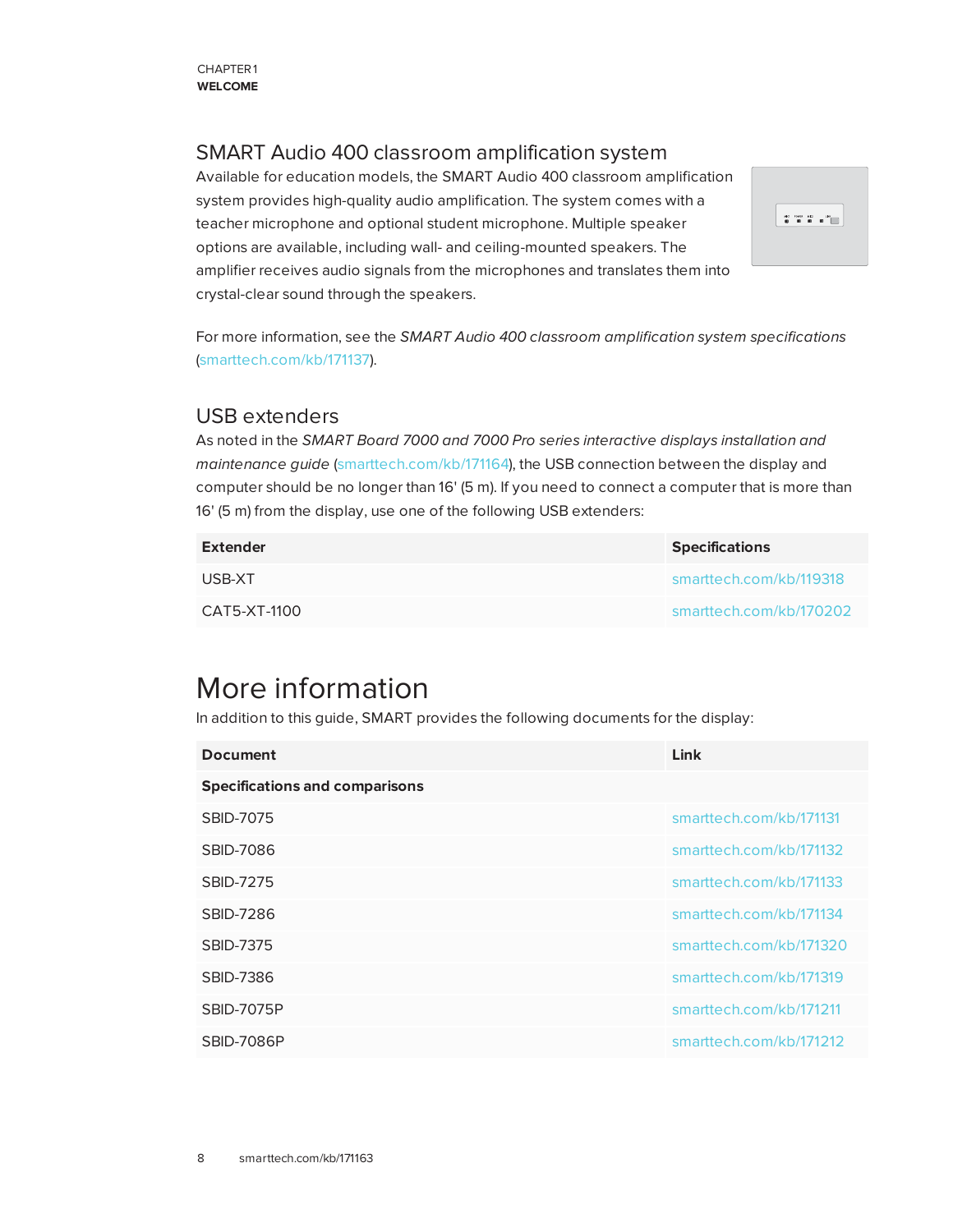## SMART Audio 400 classroom amplification system

Available for education models, the SMART Audio 400 classroom amplification system provides high-quality audio amplification. The system comes with a teacher microphone and optional student microphone. Multiple speaker options are available, including wall- and ceiling-mounted speakers. The amplifier receives audio signals from the microphones and translates them into crystal-clear sound through the speakers.

For more information, see the *SMART Audio 400 classroom amplification system specifications* (smarttech.com/kb/171137).

## USB extenders

As noted in the *SMART Board 7000 and 7000 Pro series interactive displays installation and maintenance guide* (smarttech.com/kb/171164), the USB connection between the display and computer should be no longer than 16' (5 m). If you need to connect a computer that is more than 16' (5 m) from the display, use one of the following USB extenders:

| Extender | Specifications |
|---|---|
| USB-XT | smarttech.com/kb/119318 |
| CAT5-XT-1100 | smarttech.com/kb/170202 |

# More information

In addition to this guide, SMART provides the following documents for the display:

| Document | Link |
|---|---|
| **Specifications and comparisons** | |
| SBID-7075 | smarttech.com/kb/171131 |
| SBID-7086 | smarttech.com/kb/171132 |
| SBID-7275 | smarttech.com/kb/171133 |
| SBID-7286 | smarttech.com/kb/171134 |
| SBID-7375 | smarttech.com/kb/171320 |
| SBID-7386 | smarttech.com/kb/171319 |
| SBID-7075P | smarttech.com/kb/171211 |
| SBID-7086P | smarttech.com/kb/171212 |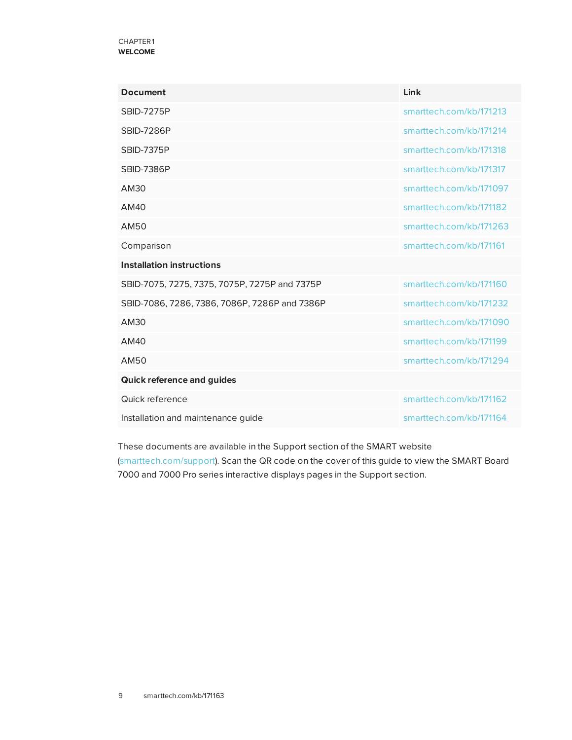| Document | Link |
|---|---|
| SBID-7275P | smarttech.com/kb/171213 |
| SBID-7286P | smarttech.com/kb/171214 |
| SBID-7375P | smarttech.com/kb/171318 |
| SBID-7386P | smarttech.com/kb/171317 |
| AM30 | smarttech.com/kb/171097 |
| AM40 | smarttech.com/kb/171182 |
| AM50 | smarttech.com/kb/171263 |
| Comparison | smarttech.com/kb/171161 |
| **Installation instructions** | |
| SBID-7075, 7275, 7375, 7075P, 7275P and 7375P | smarttech.com/kb/171160 |
| SBID-7086, 7286, 7386, 7086P, 7286P and 7386P | smarttech.com/kb/171232 |
| AM30 | smarttech.com/kb/171090 |
| AM40 | smarttech.com/kb/171199 |
| AM50 | smarttech.com/kb/171294 |
| **Quick reference and guides** | |
| Quick reference | smarttech.com/kb/171162 |
| Installation and maintenance guide | smarttech.com/kb/171164 |

These documents are available in the Support section of the SMART website (smarttech.com/support). Scan the QR code on the cover of this guide to view the SMART Board 7000 and 7000 Pro series interactive displays pages in the Support section.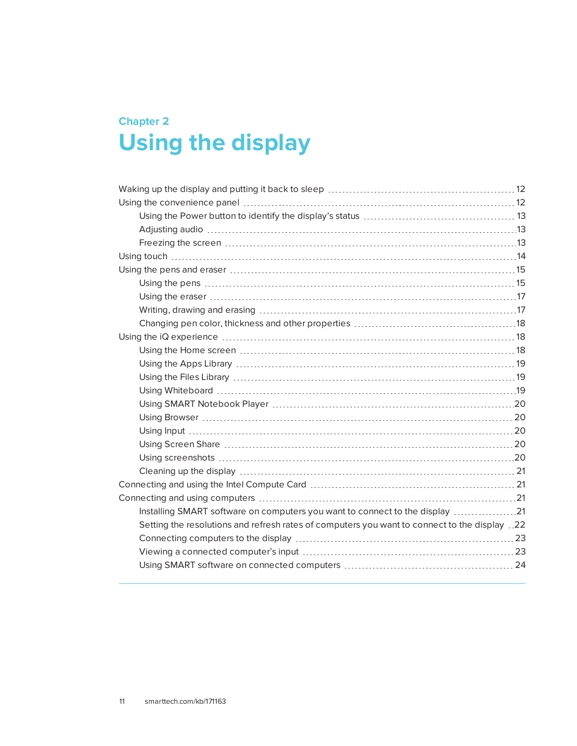# Chapter 2

# Using the display

- Waking up the display and putting it back to sleep ..... 12
- Using the convenience panel ..... 12
  - Using the Power button to identify the display's status ..... 13
  - Adjusting audio ..... 13
  - Freezing the screen ..... 13
- Using touch ..... 14
- Using the pens and eraser ..... 15
  - Using the pens ..... 15
  - Using the eraser ..... 17
  - Writing, drawing and erasing ..... 17
  - Changing pen color, thickness and other properties ..... 18
- Using the iQ experience ..... 18
  - Using the Home screen ..... 18
  - Using the Apps Library ..... 19
  - Using the Files Library ..... 19
  - Using Whiteboard ..... 19
  - Using SMART Notebook Player ..... 20
  - Using Browser ..... 20
  - Using Input ..... 20
  - Using Screen Share ..... 20
  - Using screenshots ..... 20
  - Cleaning up the display ..... 21
- Connecting and using the Intel Compute Card ..... 21
- Connecting and using computers ..... 21
  - Installing SMART software on computers you want to connect to the display ..... 21
  - Setting the resolutions and refresh rates of computers you want to connect to the display ..... 22
  - Connecting computers to the display ..... 23
  - Viewing a connected computer's input ..... 23
  - Using SMART software on connected computers ..... 24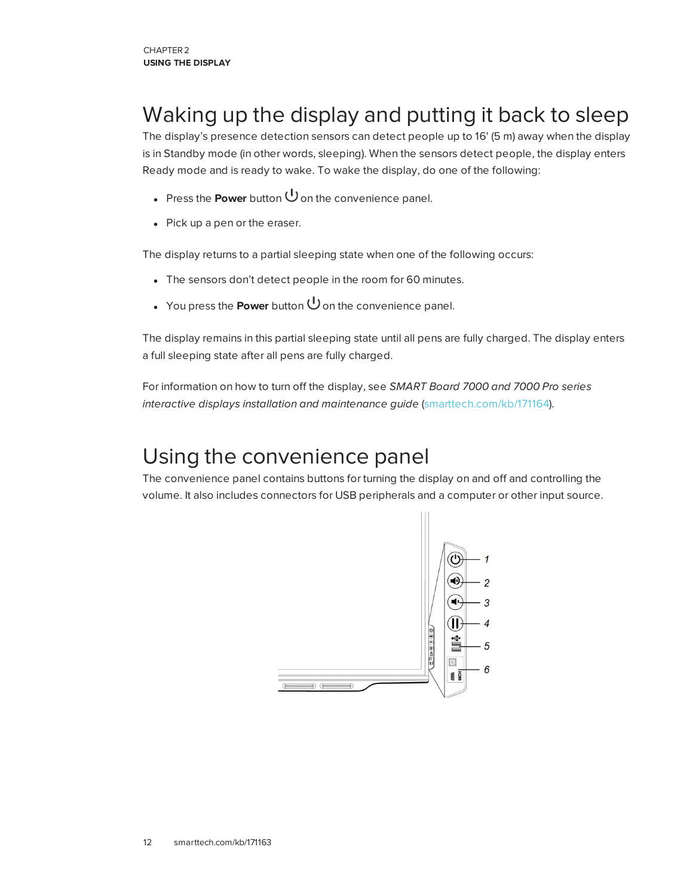## Waking up the display and putting it back to sleep

The display's presence detection sensors can detect people up to 16' (5 m) away when the display is in Standby mode (in other words, sleeping). When the sensors detect people, the display enters Ready mode and is ready to wake. To wake the display, do one of the following:

- Press the **Power** button ⏻ on the convenience panel.
- Pick up a pen or the eraser.

The display returns to a partial sleeping state when one of the following occurs:

- The sensors don't detect people in the room for 60 minutes.
- You press the **Power** button ⏻ on the convenience panel.

The display remains in this partial sleeping state until all pens are fully charged. The display enters a full sleeping state after all pens are fully charged.

For information on how to turn off the display, see *SMART Board 7000 and 7000 Pro series interactive displays installation and maintenance guide* (smarttech.com/kb/171164).

## Using the convenience panel

The convenience panel contains buttons for turning the display on and off and controlling the volume. It also includes connectors for USB peripherals and a computer or other input source.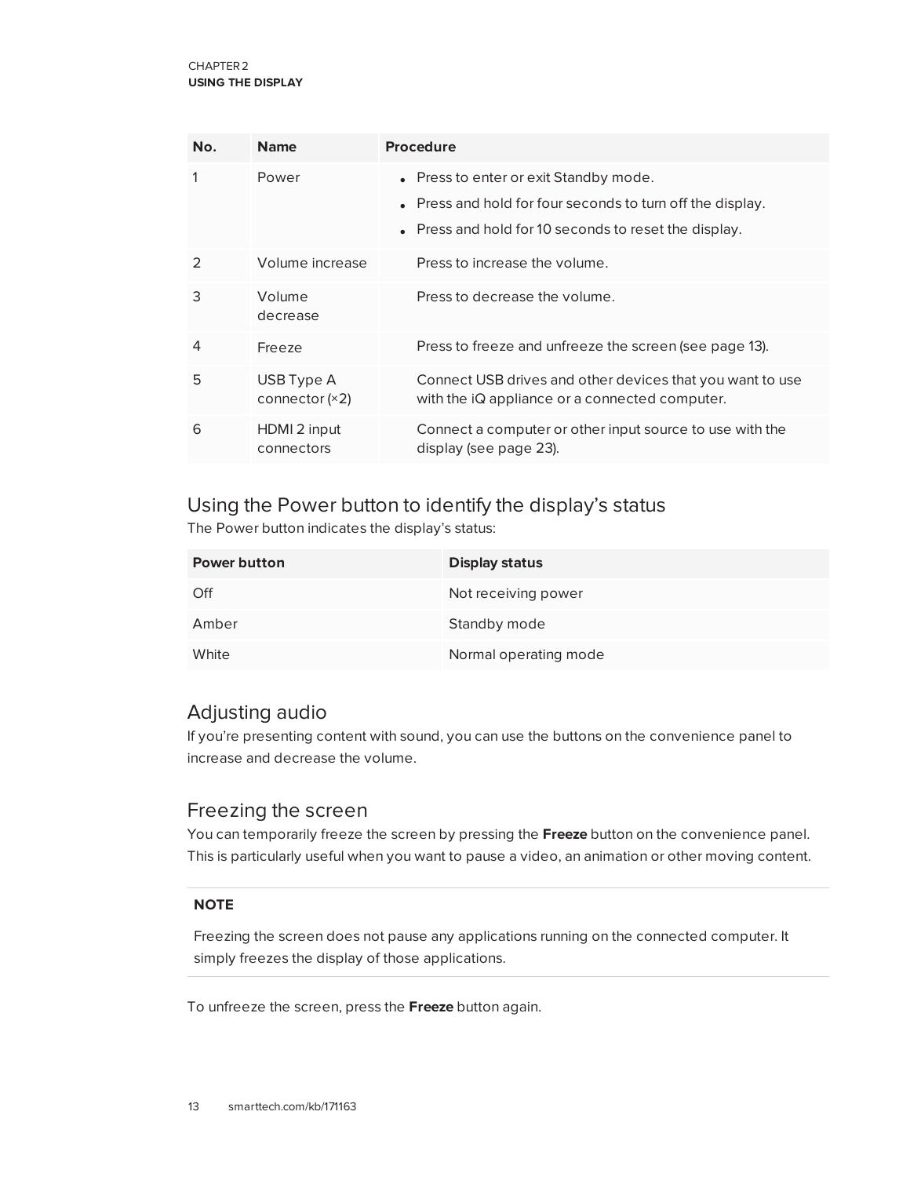| No. | Name | Procedure |
| --- | --- | --- |
| 1 | Power | • Press to enter or exit Standby mode.<br>• Press and hold for four seconds to turn off the display.<br>• Press and hold for 10 seconds to reset the display. |
| 2 | Volume increase | Press to increase the volume. |
| 3 | Volume decrease | Press to decrease the volume. |
| 4 | Freeze | Press to freeze and unfreeze the screen (see page 13). |
| 5 | USB Type A connector (×2) | Connect USB drives and other devices that you want to use with the iQ appliance or a connected computer. |
| 6 | HDMI 2 input connectors | Connect a computer or other input source to use with the display (see page 23). |

## Using the Power button to identify the display's status

The Power button indicates the display's status:

| Power button | Display status |
| --- | --- |
| Off | Not receiving power |
| Amber | Standby mode |
| White | Normal operating mode |

## Adjusting audio

If you're presenting content with sound, you can use the buttons on the convenience panel to increase and decrease the volume.

## Freezing the screen

You can temporarily freeze the screen by pressing the **Freeze** button on the convenience panel. This is particularly useful when you want to pause a video, an animation or other moving content.

**NOTE**

Freezing the screen does not pause any applications running on the connected computer. It simply freezes the display of those applications.

To unfreeze the screen, press the **Freeze** button again.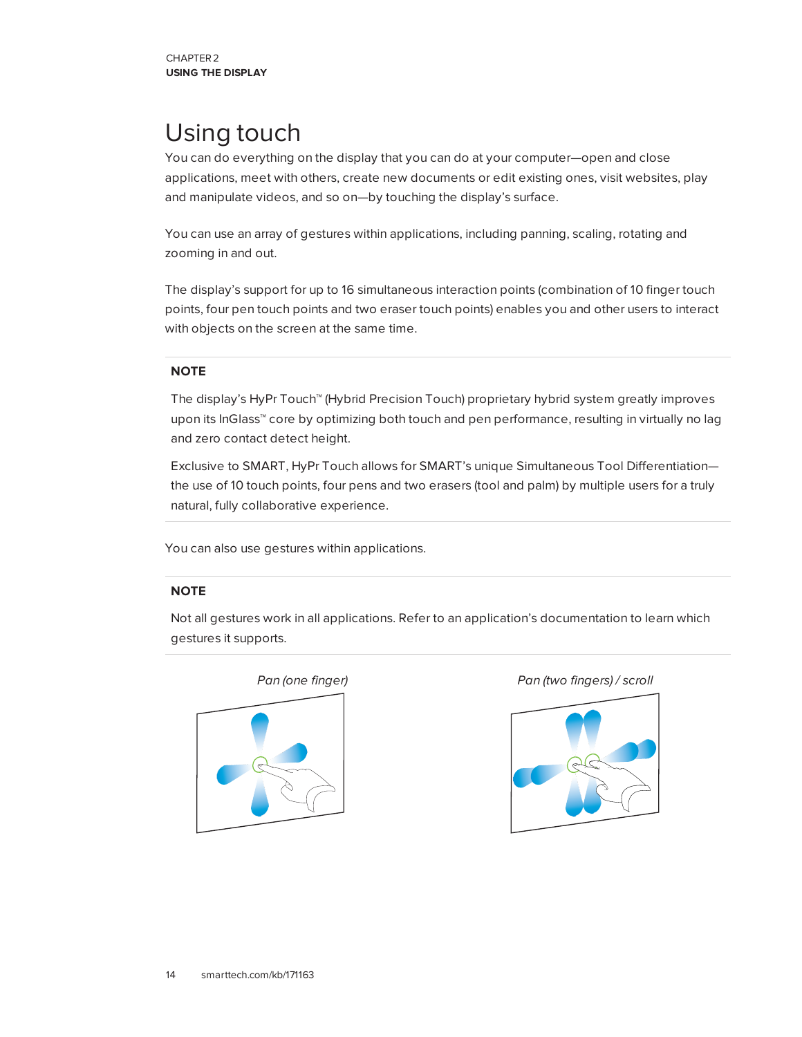# Using touch

You can do everything on the display that you can do at your computer—open and close applications, meet with others, create new documents or edit existing ones, visit websites, play and manipulate videos, and so on—by touching the display's surface.

You can use an array of gestures within applications, including panning, scaling, rotating and zooming in and out.

The display's support for up to 16 simultaneous interaction points (combination of 10 finger touch points, four pen touch points and two eraser touch points) enables you and other users to interact with objects on the screen at the same time.

> **NOTE**
>
> The display's HyPr Touch™ (Hybrid Precision Touch) proprietary hybrid system greatly improves upon its InGlass™ core by optimizing both touch and pen performance, resulting in virtually no lag and zero contact detect height.
>
> Exclusive to SMART, HyPr Touch allows for SMART's unique Simultaneous Tool Differentiation—the use of 10 touch points, four pens and two erasers (tool and palm) by multiple users for a truly natural, fully collaborative experience.

You can also use gestures within applications.

> **NOTE**
>
> Not all gestures work in all applications. Refer to an application's documentation to learn which gestures it supports.

*Pan (one finger)*

*Pan (two fingers) / scroll*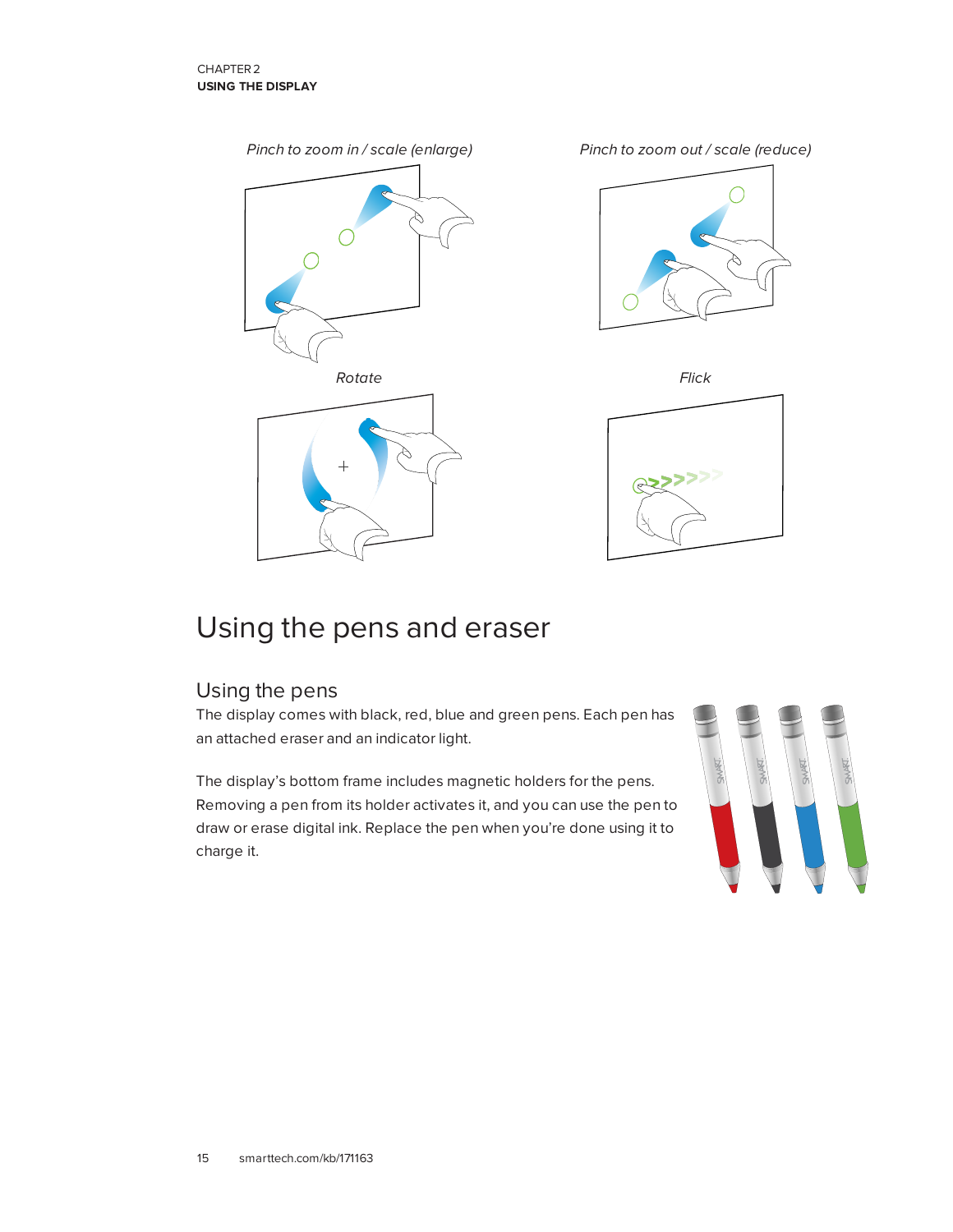*Pinch to zoom in / scale (enlarge)*

*Pinch to zoom out / scale (reduce)*

*Rotate*

*Flick*

# Using the pens and eraser

## Using the pens

The display comes with black, red, blue and green pens. Each pen has an attached eraser and an indicator light.

The display's bottom frame includes magnetic holders for the pens. Removing a pen from its holder activates it, and you can use the pen to draw or erase digital ink. Replace the pen when you're done using it to charge it.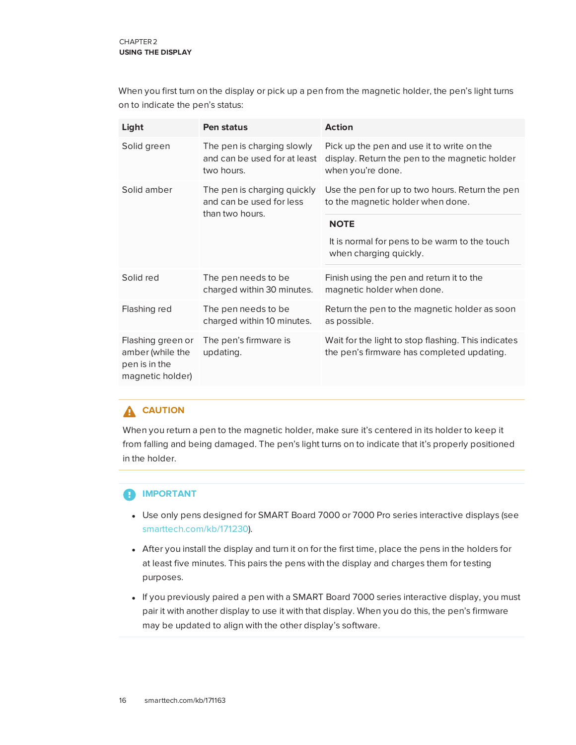When you first turn on the display or pick up a pen from the magnetic holder, the pen's light turns on to indicate the pen's status:

| Light | Pen status | Action |
|---|---|---|
| Solid green | The pen is charging slowly and can be used for at least two hours. | Pick up the pen and use it to write on the display. Return the pen to the magnetic holder when you're done. |
| Solid amber | The pen is charging quickly and can be used for less than two hours. | Use the pen for up to two hours. Return the pen to the magnetic holder when done. **NOTE** It is normal for pens to be warm to the touch when charging quickly. |
| Solid red | The pen needs to be charged within 30 minutes. | Finish using the pen and return it to the magnetic holder when done. |
| Flashing red | The pen needs to be charged within 10 minutes. | Return the pen to the magnetic holder as soon as possible. |
| Flashing green or amber (while the pen is in the magnetic holder) | The pen's firmware is updating. | Wait for the light to stop flashing. This indicates the pen's firmware has completed updating. |

**CAUTION**

When you return a pen to the magnetic holder, make sure it's centered in its holder to keep it from falling and being damaged. The pen's light turns on to indicate that it's properly positioned in the holder.

**IMPORTANT**

- Use only pens designed for SMART Board 7000 or 7000 Pro series interactive displays (see smarttech.com/kb/171230).
- After you install the display and turn it on for the first time, place the pens in the holders for at least five minutes. This pairs the pens with the display and charges them for testing purposes.
- If you previously paired a pen with a SMART Board 7000 series interactive display, you must pair it with another display to use it with that display. When you do this, the pen's firmware may be updated to align with the other display's software.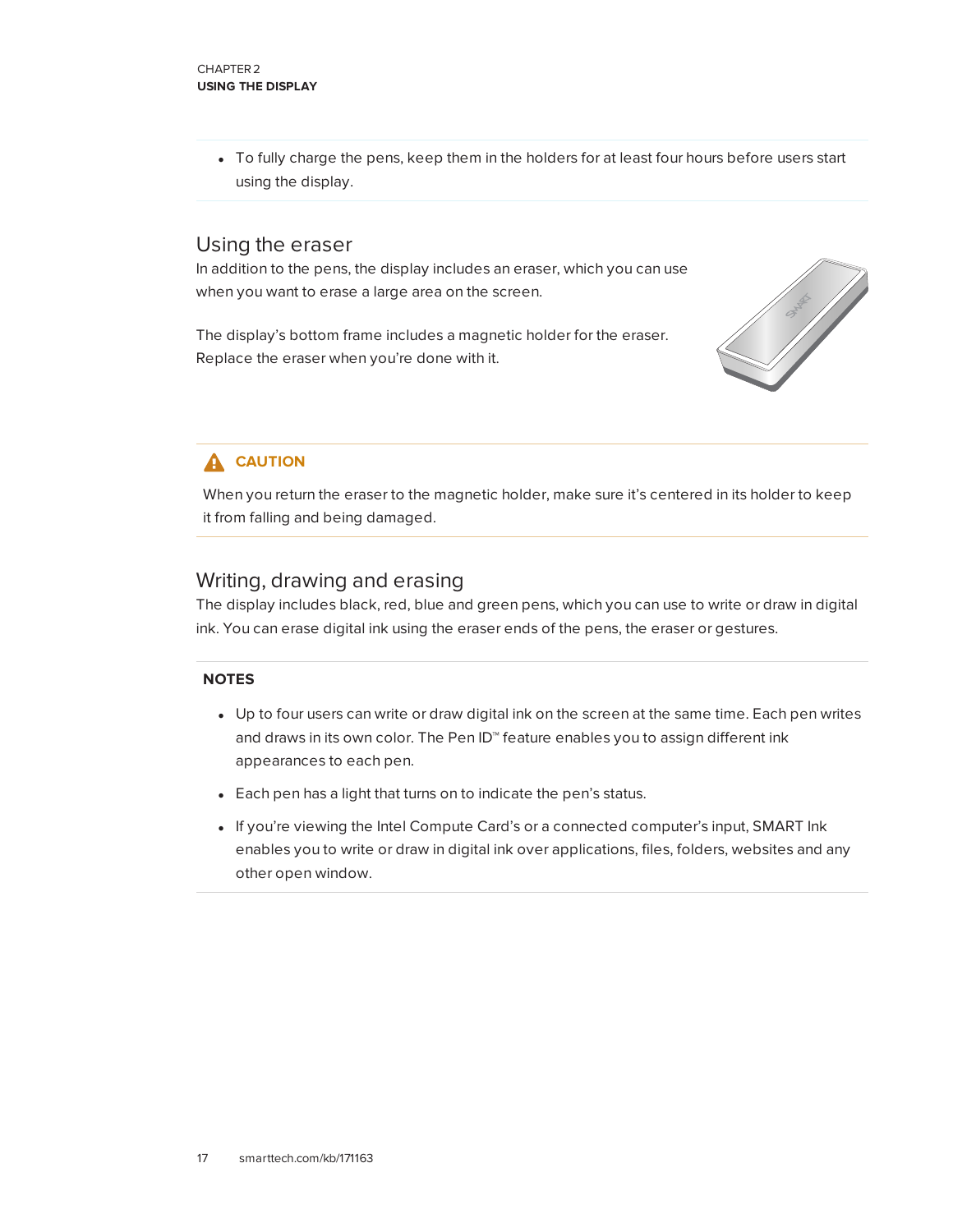- To fully charge the pens, keep them in the holders for at least four hours before users start using the display.

## Using the eraser

In addition to the pens, the display includes an eraser, which you can use when you want to erase a large area on the screen.

The display's bottom frame includes a magnetic holder for the eraser. Replace the eraser when you're done with it.

**CAUTION**

When you return the eraser to the magnetic holder, make sure it's centered in its holder to keep it from falling and being damaged.

## Writing, drawing and erasing

The display includes black, red, blue and green pens, which you can use to write or draw in digital ink. You can erase digital ink using the eraser ends of the pens, the eraser or gestures.

**NOTES**

- Up to four users can write or draw digital ink on the screen at the same time. Each pen writes and draws in its own color. The Pen ID™ feature enables you to assign different ink appearances to each pen.
- Each pen has a light that turns on to indicate the pen's status.
- If you're viewing the Intel Compute Card's or a connected computer's input, SMART Ink enables you to write or draw in digital ink over applications, files, folders, websites and any other open window.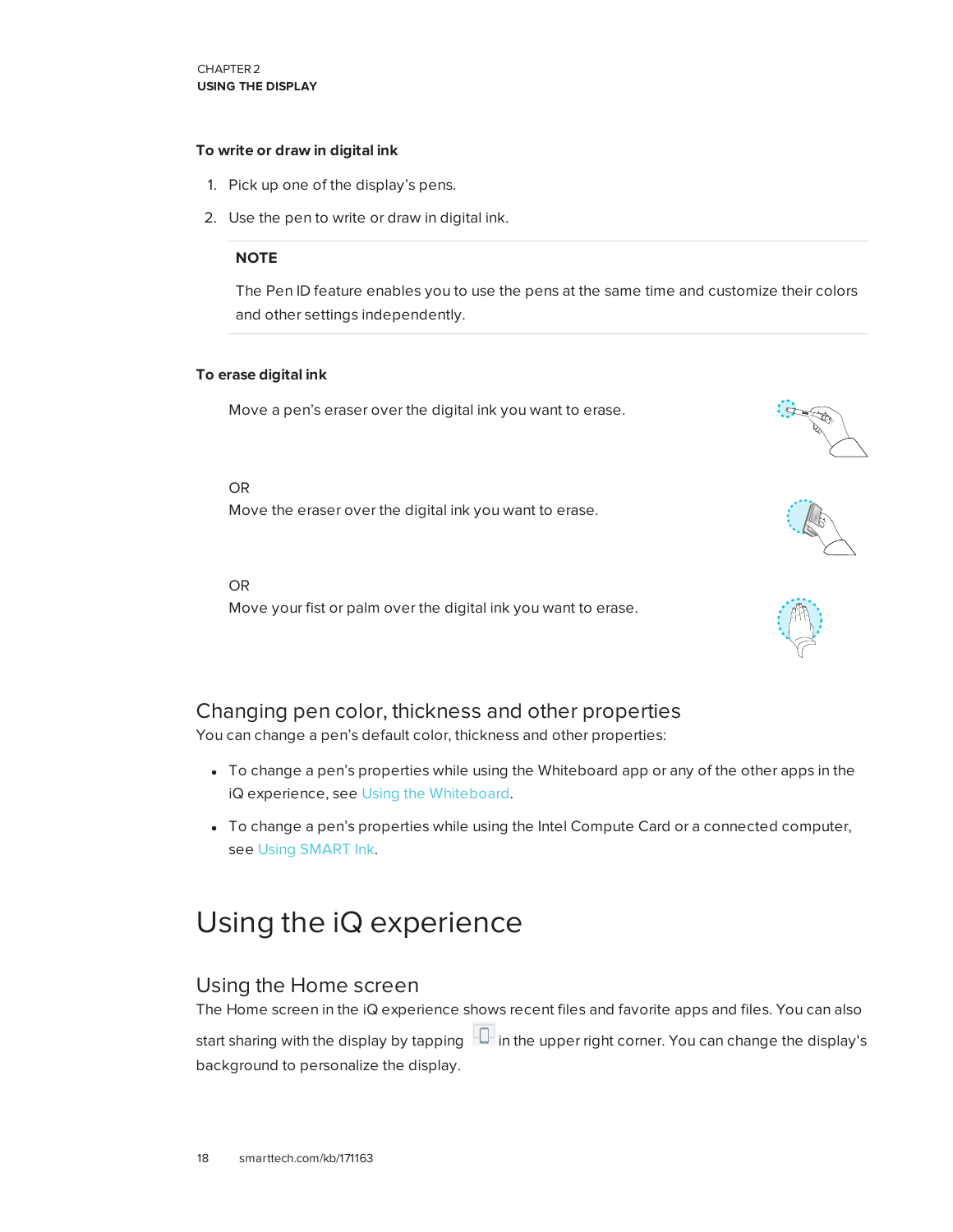**To write or draw in digital ink**

1. Pick up one of the display's pens.
2. Use the pen to write or draw in digital ink.

> **NOTE**
>
> The Pen ID feature enables you to use the pens at the same time and customize their colors and other settings independently.

**To erase digital ink**

Move a pen's eraser over the digital ink you want to erase.

OR

Move the eraser over the digital ink you want to erase.

OR

Move your fist or palm over the digital ink you want to erase.

## Changing pen color, thickness and other properties

You can change a pen's default color, thickness and other properties:

- To change a pen's properties while using the Whiteboard app or any of the other apps in the iQ experience, see Using the Whiteboard.
- To change a pen's properties while using the Intel Compute Card or a connected computer, see Using SMART Ink.

# Using the iQ experience

## Using the Home screen

The Home screen in the iQ experience shows recent files and favorite apps and files. You can also start sharing with the display by tapping in the upper right corner. You can change the display's background to personalize the display.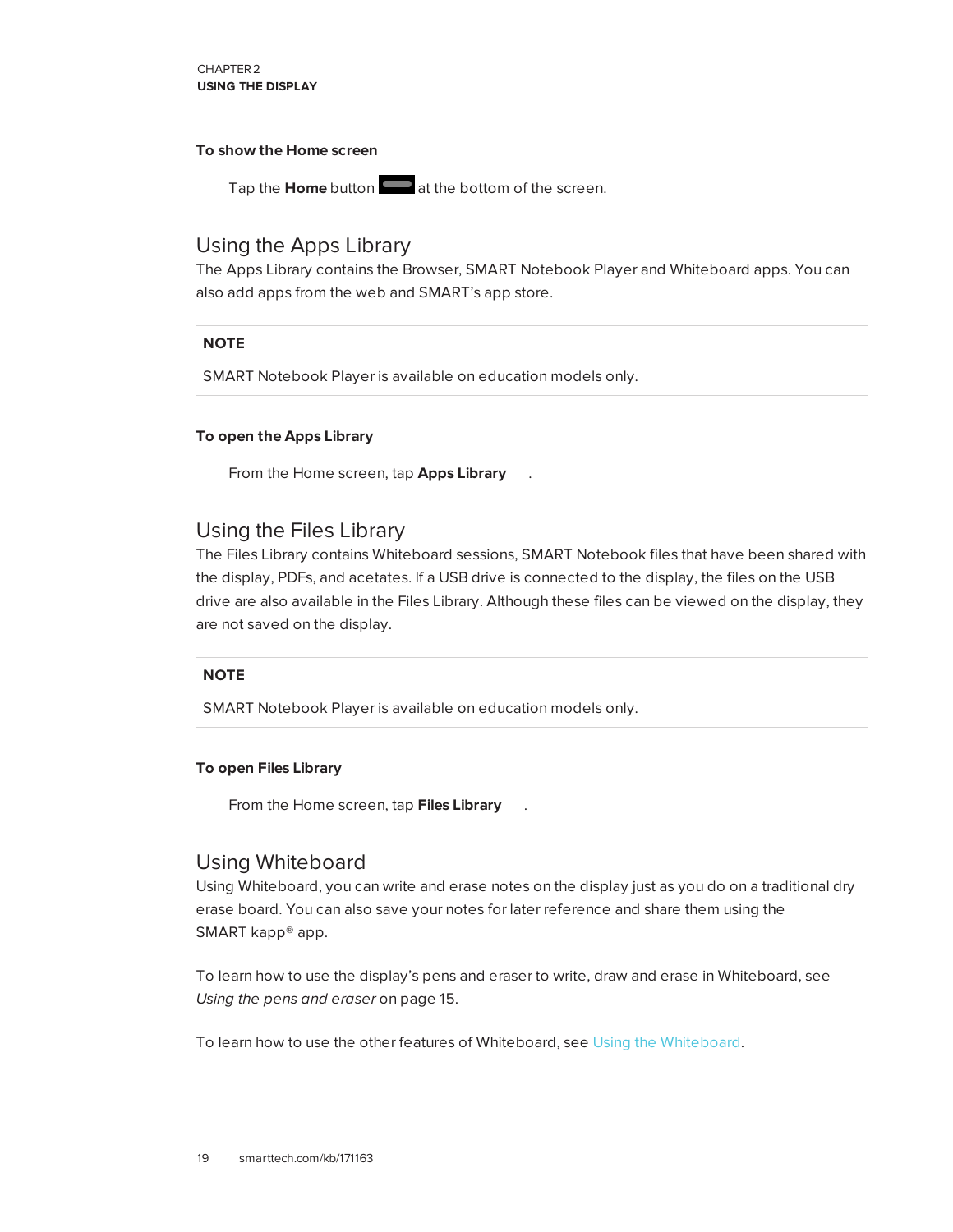#### To show the Home screen

Tap the **Home** button at the bottom of the screen.

## Using the Apps Library

The Apps Library contains the Browser, SMART Notebook Player and Whiteboard apps. You can also add apps from the web and SMART's app store.

**NOTE**

SMART Notebook Player is available on education models only.

#### To open the Apps Library

From the Home screen, tap **Apps Library** .

## Using the Files Library

The Files Library contains Whiteboard sessions, SMART Notebook files that have been shared with the display, PDFs, and acetates. If a USB drive is connected to the display, the files on the USB drive are also available in the Files Library. Although these files can be viewed on the display, they are not saved on the display.

**NOTE**

SMART Notebook Player is available on education models only.

#### To open Files Library

From the Home screen, tap **Files Library** .

## Using Whiteboard

Using Whiteboard, you can write and erase notes on the display just as you do on a traditional dry erase board. You can also save your notes for later reference and share them using the SMART kapp® app.

To learn how to use the display's pens and eraser to write, draw and erase in Whiteboard, see *Using the pens and eraser* on page 15.

To learn how to use the other features of Whiteboard, see Using the Whiteboard.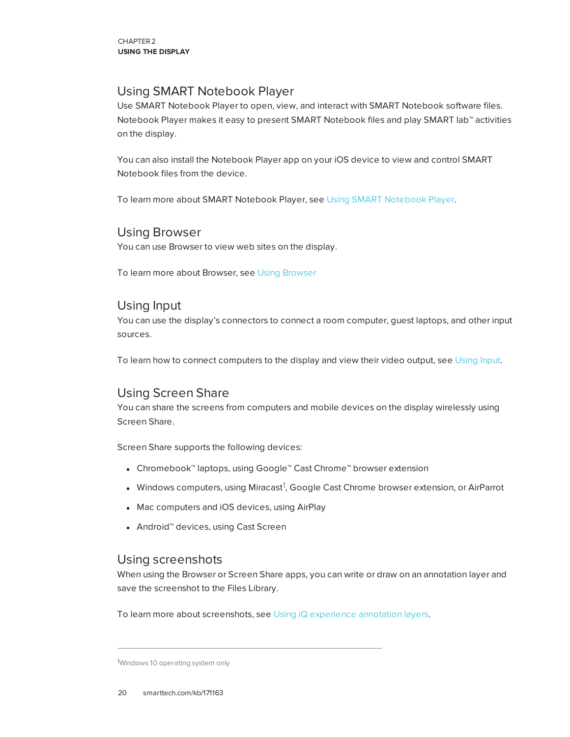## Using SMART Notebook Player

Use SMART Notebook Player to open, view, and interact with SMART Notebook software files. Notebook Player makes it easy to present SMART Notebook files and play SMART lab™ activities on the display.

You can also install the Notebook Player app on your iOS device to view and control SMART Notebook files from the device.

To learn more about SMART Notebook Player, see Using SMART Notebook Player.

## Using Browser

You can use Browser to view web sites on the display.

To learn more about Browser, see Using Browser

## Using Input

You can use the display's connectors to connect a room computer, guest laptops, and other input sources.

To learn how to connect computers to the display and view their video output, see Using Input.

## Using Screen Share

You can share the screens from computers and mobile devices on the display wirelessly using Screen Share.

Screen Share supports the following devices:

- Chromebook™ laptops, using Google™ Cast Chrome™ browser extension
- Windows computers, using Miracast[1], Google Cast Chrome browser extension, or AirParrot
- Mac computers and iOS devices, using AirPlay
- Android™ devices, using Cast Screen

## Using screenshots

When using the Browser or Screen Share apps, you can write or draw on an annotation layer and save the screenshot to the Files Library.

To learn more about screenshots, see Using iQ experience annotation layers.

---

[1]Windows 10 operating system only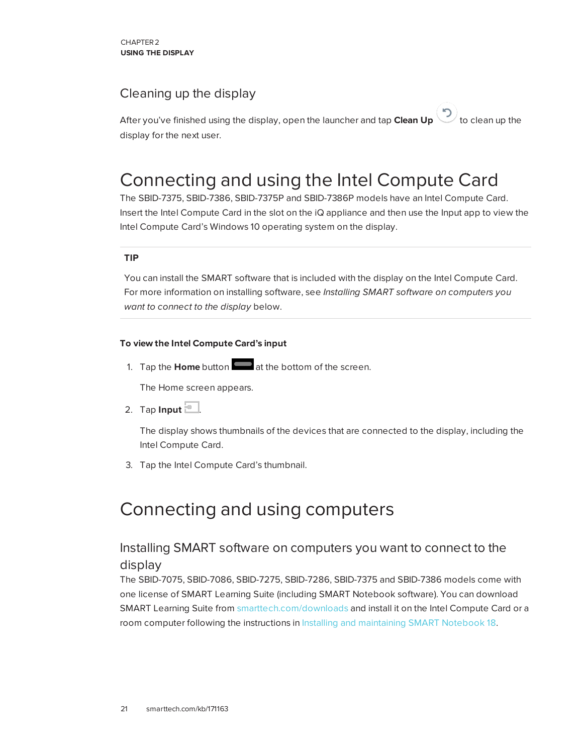## Cleaning up the display

After you've finished using the display, open the launcher and tap **Clean Up** to clean up the display for the next user.

# Connecting and using the Intel Compute Card

The SBID-7375, SBID-7386, SBID-7375P and SBID-7386P models have an Intel Compute Card. Insert the Intel Compute Card in the slot on the iQ appliance and then use the Input app to view the Intel Compute Card's Windows 10 operating system on the display.

**TIP**

You can install the SMART software that is included with the display on the Intel Compute Card. For more information on installing software, see *Installing SMART software on computers you want to connect to the display* below.

**To view the Intel Compute Card's input**

1. Tap the **Home** button at the bottom of the screen.

   The Home screen appears.

2. Tap **Input**.

   The display shows thumbnails of the devices that are connected to the display, including the Intel Compute Card.

3. Tap the Intel Compute Card's thumbnail.

# Connecting and using computers

## Installing SMART software on computers you want to connect to the display

The SBID-7075, SBID-7086, SBID-7275, SBID-7286, SBID-7375 and SBID-7386 models come with one license of SMART Learning Suite (including SMART Notebook software). You can download SMART Learning Suite from smarttech.com/downloads and install it on the Intel Compute Card or a room computer following the instructions in Installing and maintaining SMART Notebook 18.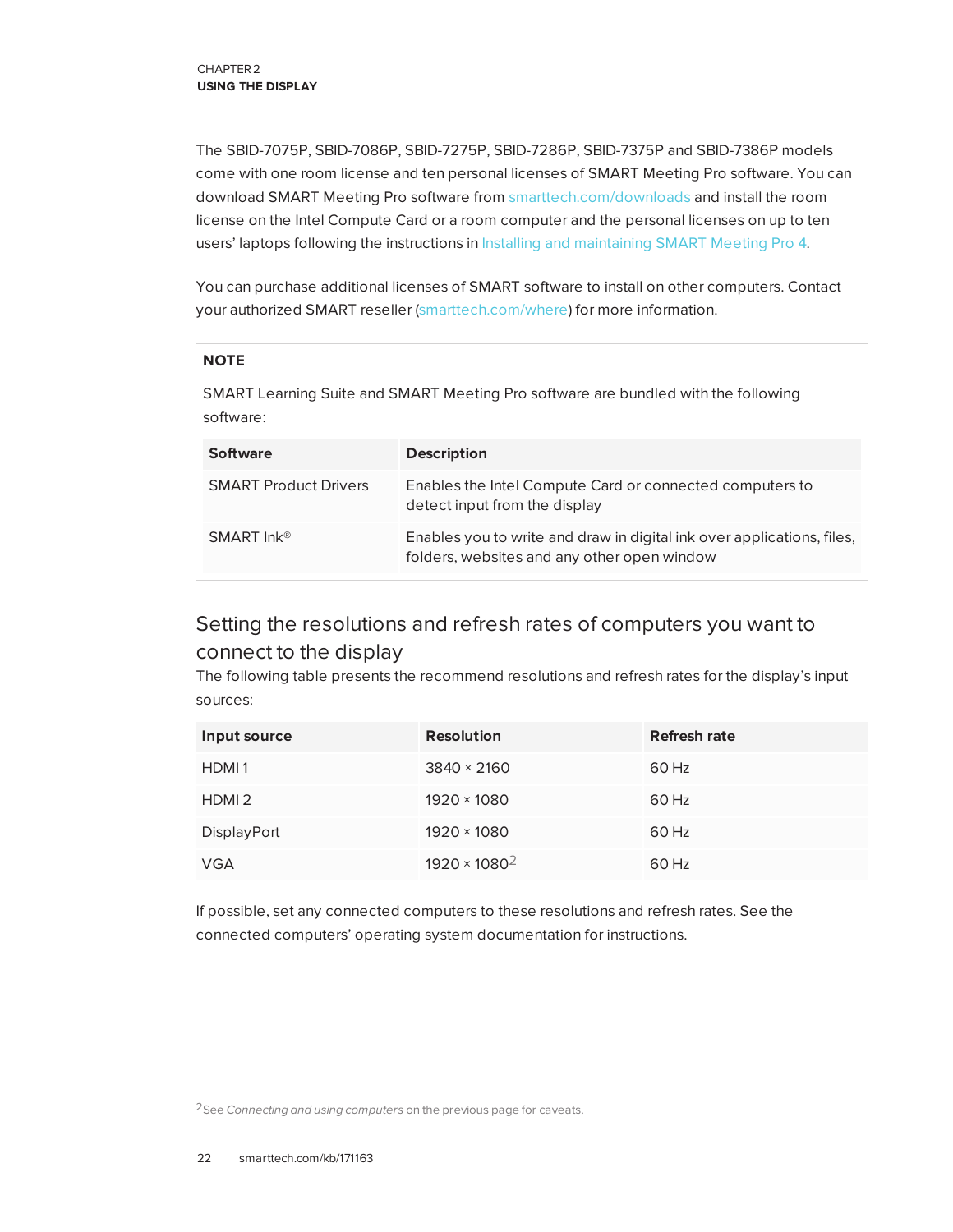The SBID-7075P, SBID-7086P, SBID-7275P, SBID-7286P, SBID-7375P and SBID-7386P models come with one room license and ten personal licenses of SMART Meeting Pro software. You can download SMART Meeting Pro software from smarttech.com/downloads and install the room license on the Intel Compute Card or a room computer and the personal licenses on up to ten users' laptops following the instructions in Installing and maintaining SMART Meeting Pro 4.

You can purchase additional licenses of SMART software to install on other computers. Contact your authorized SMART reseller (smarttech.com/where) for more information.

**NOTE**

SMART Learning Suite and SMART Meeting Pro software are bundled with the following software:

| Software | Description |
|---|---|
| SMART Product Drivers | Enables the Intel Compute Card or connected computers to detect input from the display |
| SMART Ink® | Enables you to write and draw in digital ink over applications, files, folders, websites and any other open window |

## Setting the resolutions and refresh rates of computers you want to connect to the display

The following table presents the recommend resolutions and refresh rates for the display's input sources:

| Input source | Resolution | Refresh rate |
|---|---|---|
| HDMI 1 | 3840 × 2160 | 60 Hz |
| HDMI 2 | 1920 × 1080 | 60 Hz |
| DisplayPort | 1920 × 1080 | 60 Hz |
| VGA | 1920 × 1080[2] | 60 Hz |

If possible, set any connected computers to these resolutions and refresh rates. See the connected computers' operating system documentation for instructions.

[2] See *Connecting and using computers* on the previous page for caveats.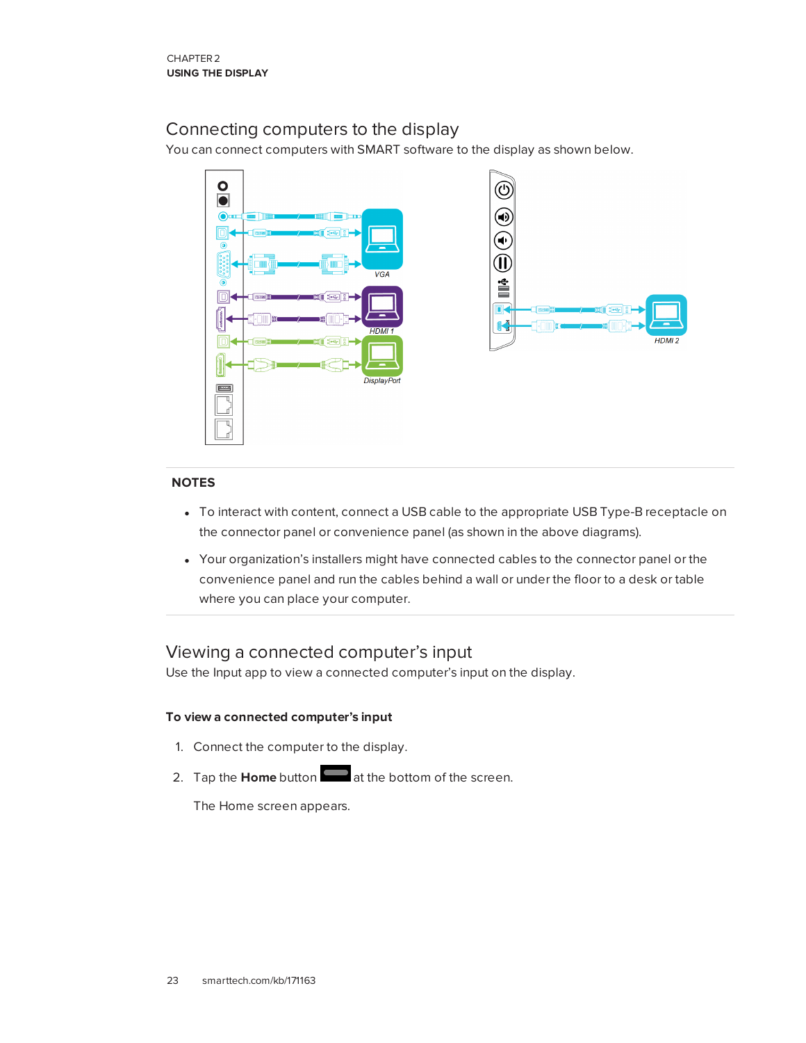## Connecting computers to the display

You can connect computers with SMART software to the display as shown below.

VGA

HDMI 1

DisplayPort

HDMI 2

### NOTES

- To interact with content, connect a USB cable to the appropriate USB Type-B receptacle on the connector panel or convenience panel (as shown in the above diagrams).
- Your organization's installers might have connected cables to the connector panel or the convenience panel and run the cables behind a wall or under the floor to a desk or table where you can place your computer.

## Viewing a connected computer's input

Use the Input app to view a connected computer's input on the display.

#### To view a connected computer's input

1. Connect the computer to the display.
2. Tap the **Home** button at the bottom of the screen.

   The Home screen appears.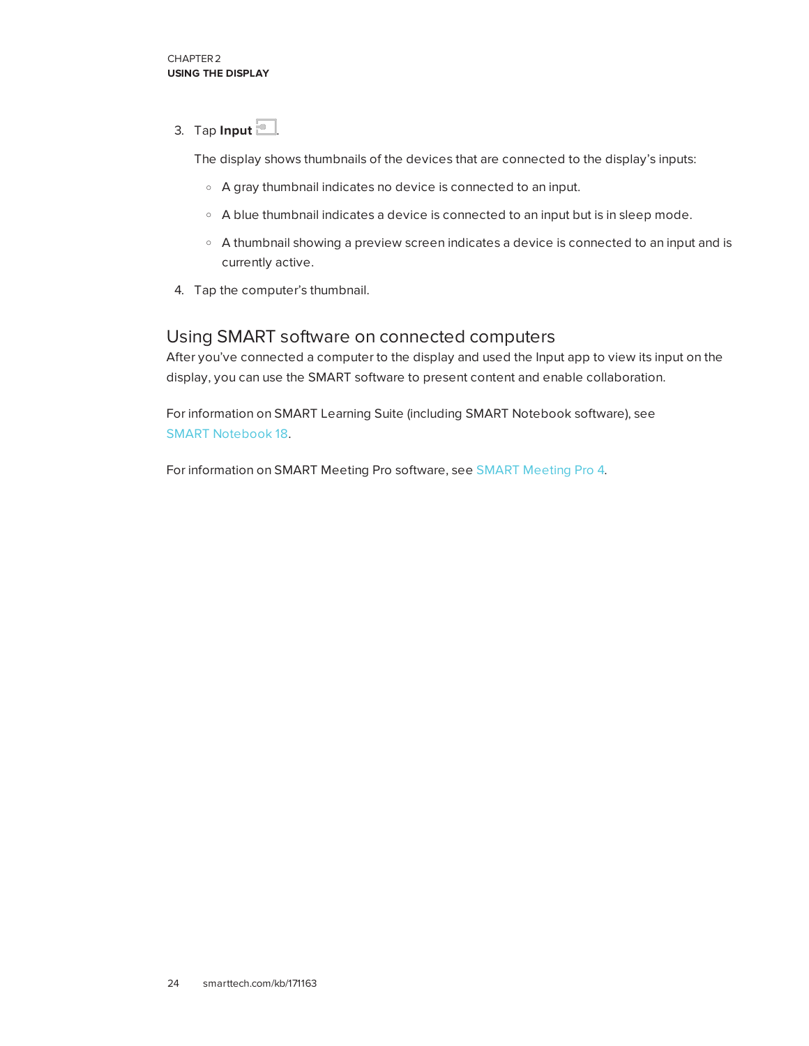3. Tap **Input**.

   The display shows thumbnails of the devices that are connected to the display's inputs:

   - A gray thumbnail indicates no device is connected to an input.
   - A blue thumbnail indicates a device is connected to an input but is in sleep mode.
   - A thumbnail showing a preview screen indicates a device is connected to an input and is currently active.

4. Tap the computer's thumbnail.

## Using SMART software on connected computers

After you've connected a computer to the display and used the Input app to view its input on the display, you can use the SMART software to present content and enable collaboration.

For information on SMART Learning Suite (including SMART Notebook software), see SMART Notebook 18.

For information on SMART Meeting Pro software, see SMART Meeting Pro 4.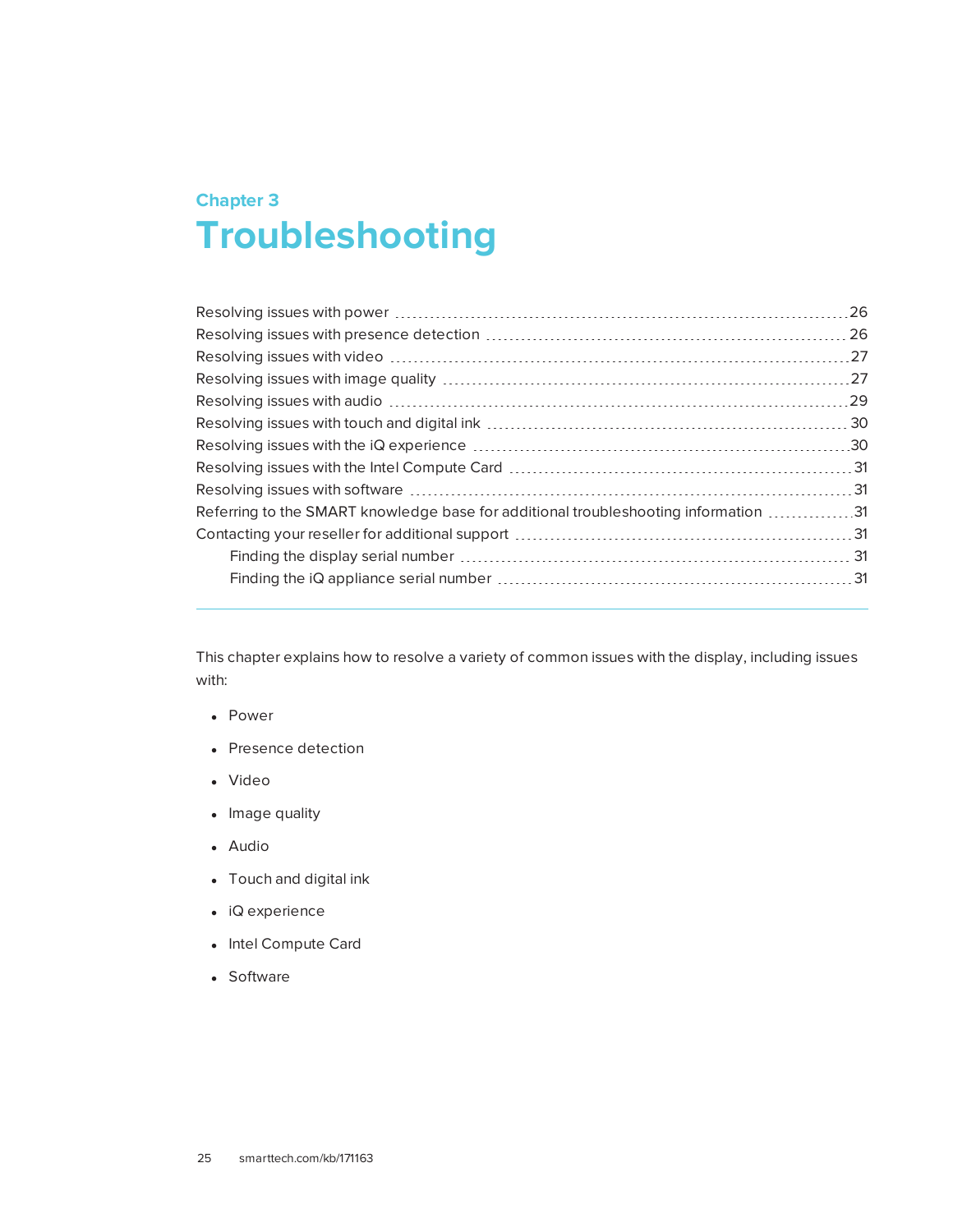Chapter 3

# Troubleshooting

Resolving issues with power ........ 26
Resolving issues with presence detection ........ 26
Resolving issues with video ........ 27
Resolving issues with image quality ........ 27
Resolving issues with audio ........ 29
Resolving issues with touch and digital ink ........ 30
Resolving issues with the iQ experience ........ 30
Resolving issues with the Intel Compute Card ........ 31
Resolving issues with software ........ 31
Referring to the SMART knowledge base for additional troubleshooting information ........ 31
Contacting your reseller for additional support ........ 31
  Finding the display serial number ........ 31
  Finding the iQ appliance serial number ........ 31

---

This chapter explains how to resolve a variety of common issues with the display, including issues with:

- Power
- Presence detection
- Video
- Image quality
- Audio
- Touch and digital ink
- iQ experience
- Intel Compute Card
- Software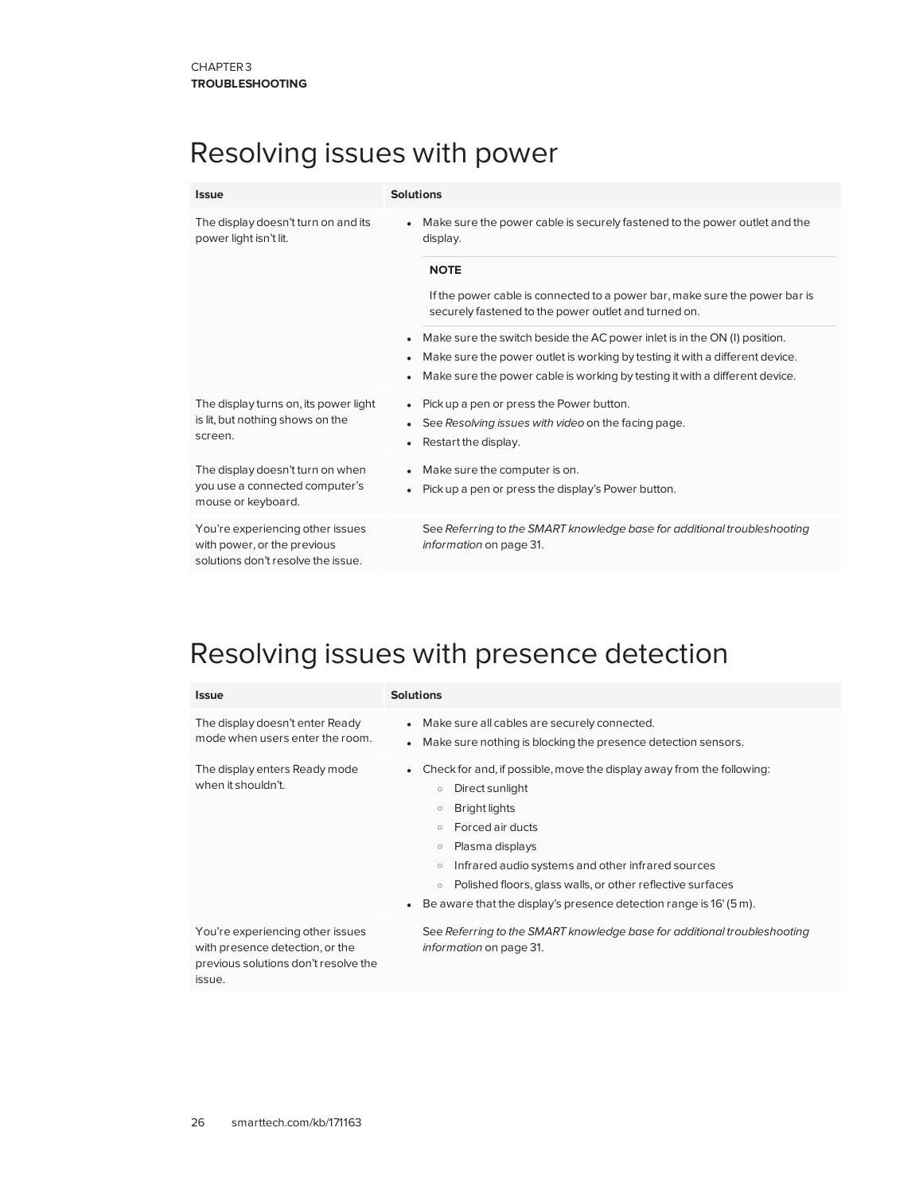# Resolving issues with power

| Issue | Solutions |
| --- | --- |
| The display doesn't turn on and its power light isn't lit. | • Make sure the power cable is securely fastened to the power outlet and the display.<br><br>**NOTE**<br><br>If the power cable is connected to a power bar, make sure the power bar is securely fastened to the power outlet and turned on.<br><br>• Make sure the switch beside the AC power inlet is in the ON (I) position.<br>• Make sure the power outlet is working by testing it with a different device.<br>• Make sure the power cable is working by testing it with a different device. |
| The display turns on, its power light is lit, but nothing shows on the screen. | • Pick up a pen or press the Power button.<br>• See *Resolving issues with video* on the facing page.<br>• Restart the display. |
| The display doesn't turn on when you use a connected computer's mouse or keyboard. | • Make sure the computer is on.<br>• Pick up a pen or press the display's Power button. |
| You're experiencing other issues with power, or the previous solutions don't resolve the issue. | See *Referring to the SMART knowledge base for additional troubleshooting information* on page 31. |

# Resolving issues with presence detection

| Issue | Solutions |
| --- | --- |
| The display doesn't enter Ready mode when users enter the room. | • Make sure all cables are securely connected.<br>• Make sure nothing is blocking the presence detection sensors. |
| The display enters Ready mode when it shouldn't. | • Check for and, if possible, move the display away from the following:<br>&nbsp;&nbsp;○ Direct sunlight<br>&nbsp;&nbsp;○ Bright lights<br>&nbsp;&nbsp;○ Forced air ducts<br>&nbsp;&nbsp;○ Plasma displays<br>&nbsp;&nbsp;○ Infrared audio systems and other infrared sources<br>&nbsp;&nbsp;○ Polished floors, glass walls, or other reflective surfaces<br>• Be aware that the display's presence detection range is 16' (5 m). |
| You're experiencing other issues with presence detection, or the previous solutions don't resolve the issue. | See *Referring to the SMART knowledge base for additional troubleshooting information* on page 31. |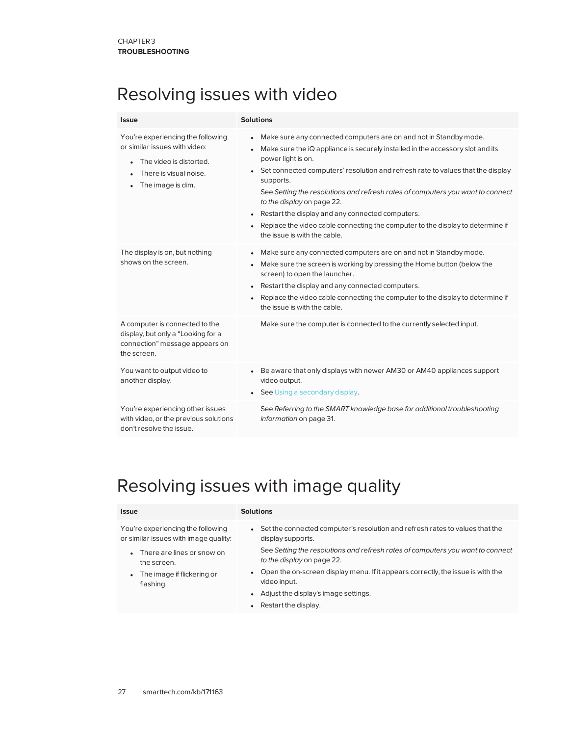# Resolving issues with video

| Issue | Solutions |
|---|---|
| You're experiencing the following or similar issues with video:<br>• The video is distorted.<br>• There is visual noise.<br>• The image is dim. | • Make sure any connected computers are on and not in Standby mode.<br>• Make sure the iQ appliance is securely installed in the accessory slot and its power light is on.<br>• Set connected computers' resolution and refresh rate to values that the display supports.<br>See *Setting the resolutions and refresh rates of computers you want to connect to the display* on page 22.<br>• Restart the display and any connected computers.<br>• Replace the video cable connecting the computer to the display to determine if the issue is with the cable. |
| The display is on, but nothing shows on the screen. | • Make sure any connected computers are on and not in Standby mode.<br>• Make sure the screen is working by pressing the Home button (below the screen) to open the launcher.<br>• Restart the display and any connected computers.<br>• Replace the video cable connecting the computer to the display to determine if the issue is with the cable. |
| A computer is connected to the display, but only a "Looking for a connection" message appears on the screen. | Make sure the computer is connected to the currently selected input. |
| You want to output video to another display. | • Be aware that only displays with newer AM30 or AM40 appliances support video output.<br>• See Using a secondary display. |
| You're experiencing other issues with video, or the previous solutions don't resolve the issue. | See *Referring to the SMART knowledge base for additional troubleshooting information* on page 31. |

# Resolving issues with image quality

| Issue | Solutions |
|---|---|
| You're experiencing the following or similar issues with image quality:<br>• There are lines or snow on the screen.<br>• The image if flickering or flashing. | • Set the connected computer's resolution and refresh rates to values that the display supports.<br>See *Setting the resolutions and refresh rates of computers you want to connect to the display* on page 22.<br>• Open the on-screen display menu. If it appears correctly, the issue is with the video input.<br>• Adjust the display's image settings.<br>• Restart the display. |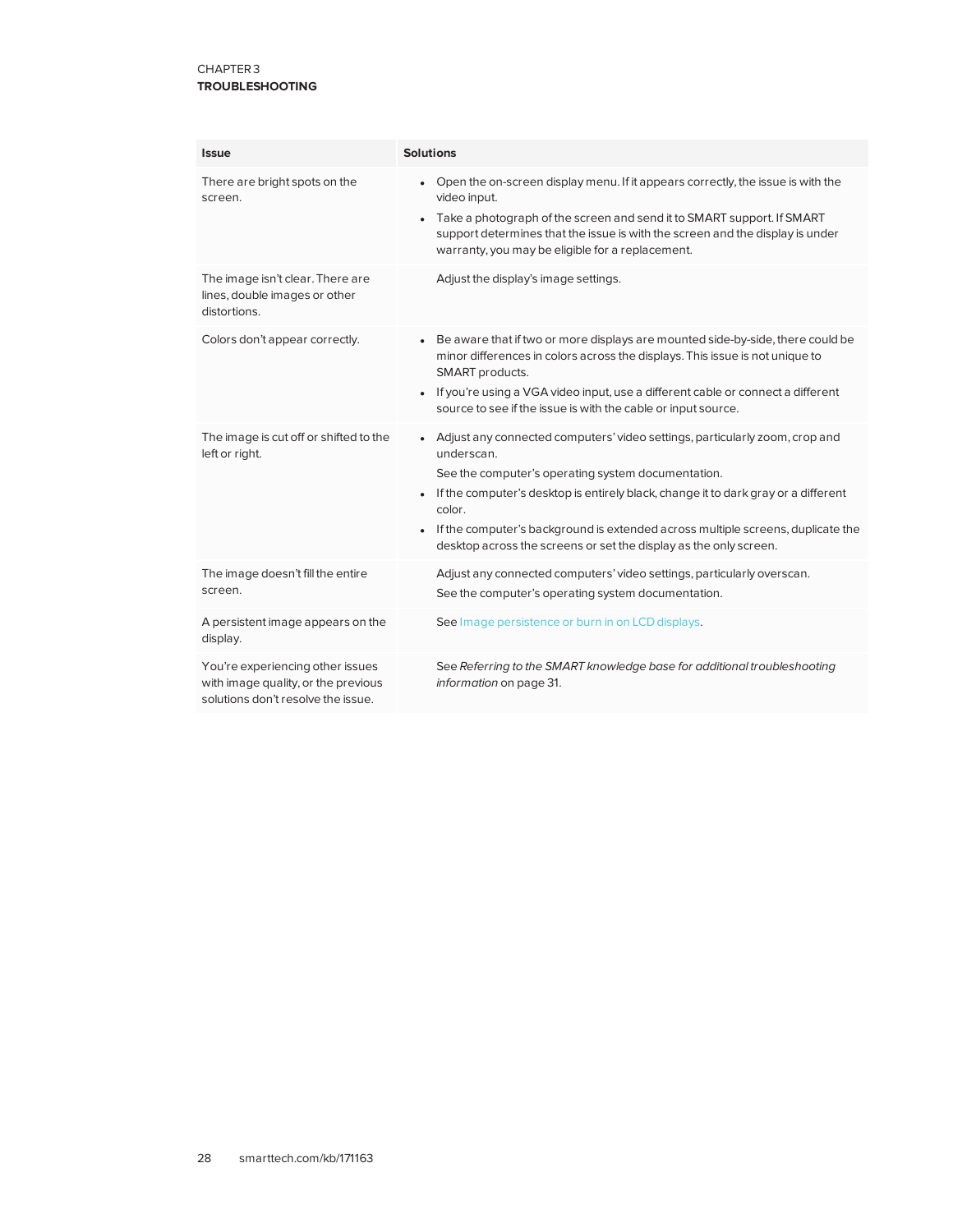| Issue | Solutions |
|---|---|
| There are bright spots on the screen. | • Open the on-screen display menu. If it appears correctly, the issue is with the video input.<br>• Take a photograph of the screen and send it to SMART support. If SMART support determines that the issue is with the screen and the display is under warranty, you may be eligible for a replacement. |
| The image isn't clear. There are lines, double images or other distortions. | Adjust the display's image settings. |
| Colors don't appear correctly. | • Be aware that if two or more displays are mounted side-by-side, there could be minor differences in colors across the displays. This issue is not unique to SMART products.<br>• If you're using a VGA video input, use a different cable or connect a different source to see if the issue is with the cable or input source. |
| The image is cut off or shifted to the left or right. | • Adjust any connected computers' video settings, particularly zoom, crop and underscan.<br>See the computer's operating system documentation.<br>• If the computer's desktop is entirely black, change it to dark gray or a different color.<br>• If the computer's background is extended across multiple screens, duplicate the desktop across the screens or set the display as the only screen. |
| The image doesn't fill the entire screen. | Adjust any connected computers' video settings, particularly overscan.<br>See the computer's operating system documentation. |
| A persistent image appears on the display. | See Image persistence or burn in on LCD displays. |
| You're experiencing other issues with image quality, or the previous solutions don't resolve the issue. | See *Referring to the SMART knowledge base for additional troubleshooting information* on page 31. |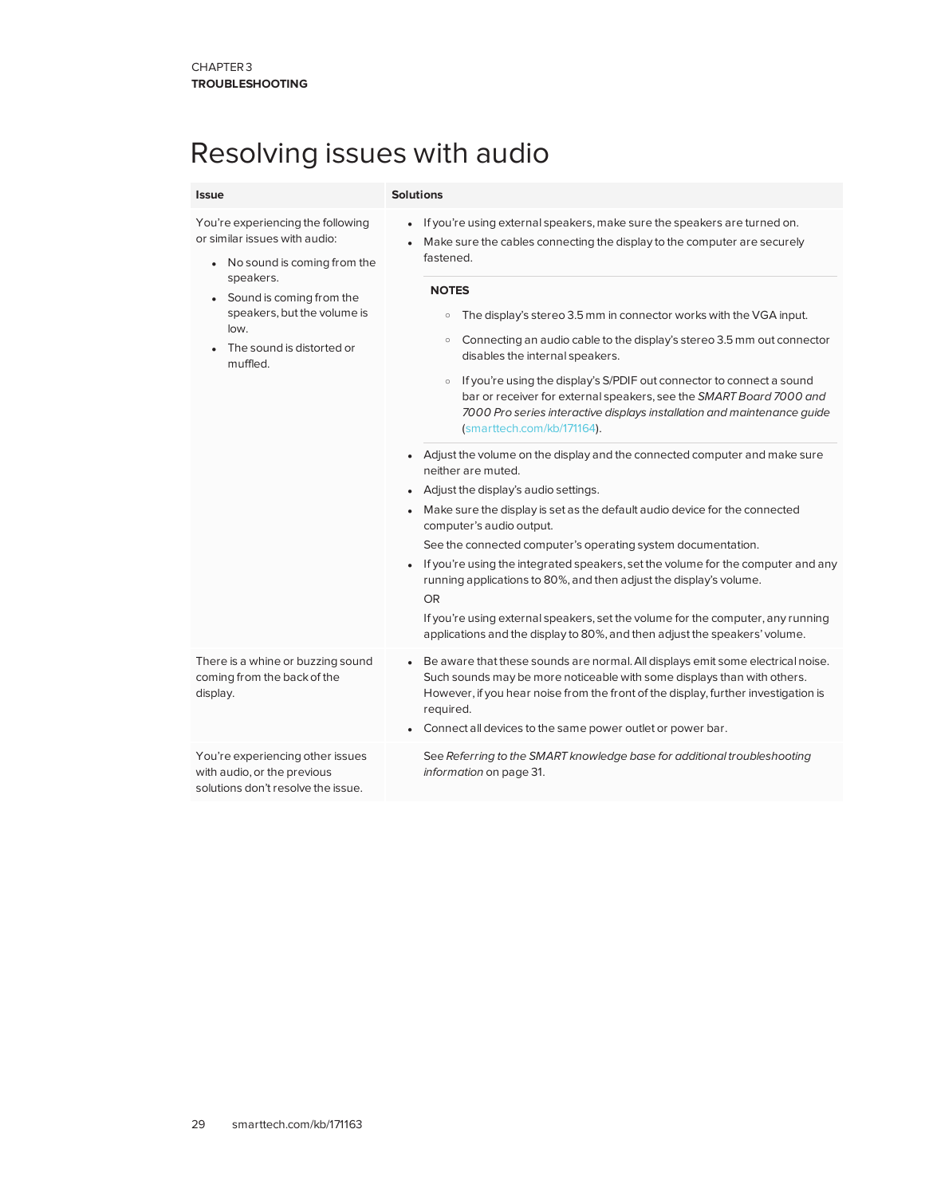# Resolving issues with audio

| Issue | Solutions |
|---|---|
| You're experiencing the following or similar issues with audio:<br>• No sound is coming from the speakers.<br>• Sound is coming from the speakers, but the volume is low.<br>• The sound is distorted or muffled. | • If you're using external speakers, make sure the speakers are turned on.<br>• Make sure the cables connecting the display to the computer are securely fastened.<br>**NOTES**<br>◦ The display's stereo 3.5 mm in connector works with the VGA input.<br>◦ Connecting an audio cable to the display's stereo 3.5 mm out connector disables the internal speakers.<br>◦ If you're using the display's S/PDIF out connector to connect a sound bar or receiver for external speakers, see the *SMART Board 7000 and 7000 Pro series interactive displays installation and maintenance guide* (smarttech.com/kb/171164).<br>• Adjust the volume on the display and the connected computer and make sure neither are muted.<br>• Adjust the display's audio settings.<br>• Make sure the display is set as the default audio device for the connected computer's audio output.<br>See the connected computer's operating system documentation.<br>• If you're using the integrated speakers, set the volume for the computer and any running applications to 80%, and then adjust the display's volume.<br>OR<br>If you're using external speakers, set the volume for the computer, any running applications and the display to 80%, and then adjust the speakers' volume. |
| There is a whine or buzzing sound coming from the back of the display. | • Be aware that these sounds are normal. All displays emit some electrical noise. Such sounds may be more noticeable with some displays than with others. However, if you hear noise from the front of the display, further investigation is required.<br>• Connect all devices to the same power outlet or power bar. |
| You're experiencing other issues with audio, or the previous solutions don't resolve the issue. | See *Referring to the SMART knowledge base for additional troubleshooting information* on page 31. |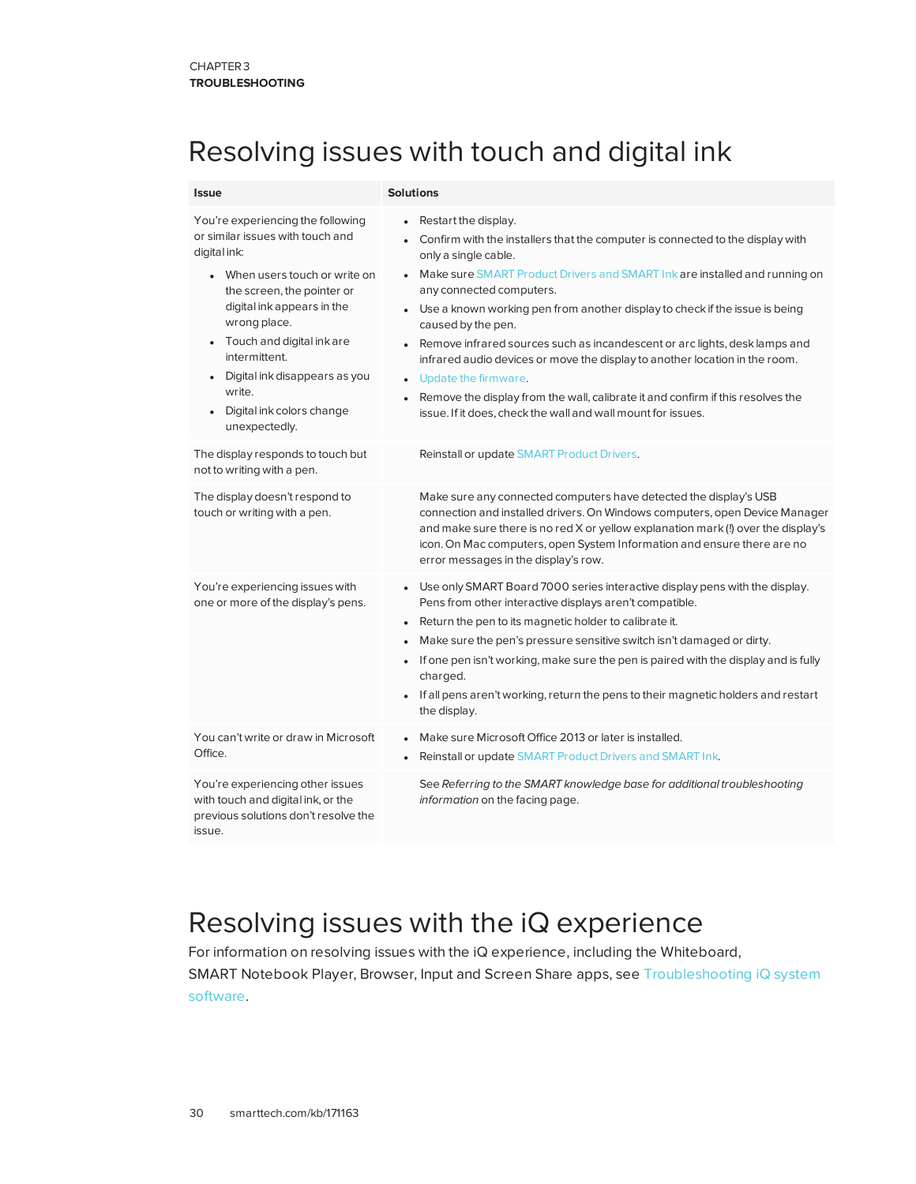# Resolving issues with touch and digital ink

| Issue | Solutions |
|---|---|
| You're experiencing the following or similar issues with touch and digital ink:<br>• When users touch or write on the screen, the pointer or digital ink appears in the wrong place.<br>• Touch and digital ink are intermittent.<br>• Digital ink disappears as you write.<br>• Digital ink colors change unexpectedly. | • Restart the display.<br>• Confirm with the installers that the computer is connected to the display with only a single cable.<br>• Make sure SMART Product Drivers and SMART Ink are installed and running on any connected computers.<br>• Use a known working pen from another display to check if the issue is being caused by the pen.<br>• Remove infrared sources such as incandescent or arc lights, desk lamps and infrared audio devices or move the display to another location in the room.<br>• Update the firmware.<br>• Remove the display from the wall, calibrate it and confirm if this resolves the issue. If it does, check the wall and wall mount for issues. |
| The display responds to touch but not to writing with a pen. | Reinstall or update SMART Product Drivers. |
| The display doesn't respond to touch or writing with a pen. | Make sure any connected computers have detected the display's USB connection and installed drivers. On Windows computers, open Device Manager and make sure there is no red X or yellow explanation mark (!) over the display's icon. On Mac computers, open System Information and ensure there are no error messages in the display's row. |
| You're experiencing issues with one or more of the display's pens. | • Use only SMART Board 7000 series interactive display pens with the display. Pens from other interactive displays aren't compatible.<br>• Return the pen to its magnetic holder to calibrate it.<br>• Make sure the pen's pressure sensitive switch isn't damaged or dirty.<br>• If one pen isn't working, make sure the pen is paired with the display and is fully charged.<br>• If all pens aren't working, return the pens to their magnetic holders and restart the display. |
| You can't write or draw in Microsoft Office. | • Make sure Microsoft Office 2013 or later is installed.<br>• Reinstall or update SMART Product Drivers and SMART Ink. |
| You're experiencing other issues with touch and digital ink, or the previous solutions don't resolve the issue. | See *Referring to the SMART knowledge base for additional troubleshooting information* on the facing page. |

# Resolving issues with the iQ experience

For information on resolving issues with the iQ experience, including the Whiteboard, SMART Notebook Player, Browser, Input and Screen Share apps, see Troubleshooting iQ system software.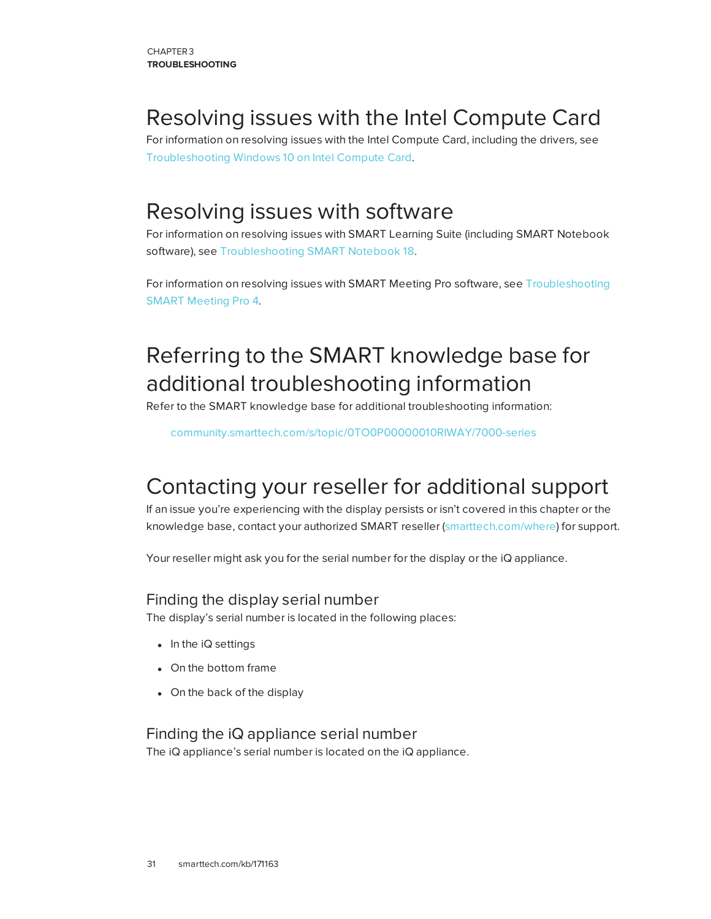## Resolving issues with the Intel Compute Card

For information on resolving issues with the Intel Compute Card, including the drivers, see Troubleshooting Windows 10 on Intel Compute Card.

## Resolving issues with software

For information on resolving issues with SMART Learning Suite (including SMART Notebook software), see Troubleshooting SMART Notebook 18.

For information on resolving issues with SMART Meeting Pro software, see Troubleshooting SMART Meeting Pro 4.

## Referring to the SMART knowledge base for additional troubleshooting information

Refer to the SMART knowledge base for additional troubleshooting information:

community.smarttech.com/s/topic/0TO0P00000010RIWAY/7000-series

## Contacting your reseller for additional support

If an issue you're experiencing with the display persists or isn't covered in this chapter or the knowledge base, contact your authorized SMART reseller (smarttech.com/where) for support.

Your reseller might ask you for the serial number for the display or the iQ appliance.

### Finding the display serial number

The display's serial number is located in the following places:

- In the iQ settings
- On the bottom frame
- On the back of the display

### Finding the iQ appliance serial number

The iQ appliance's serial number is located on the iQ appliance.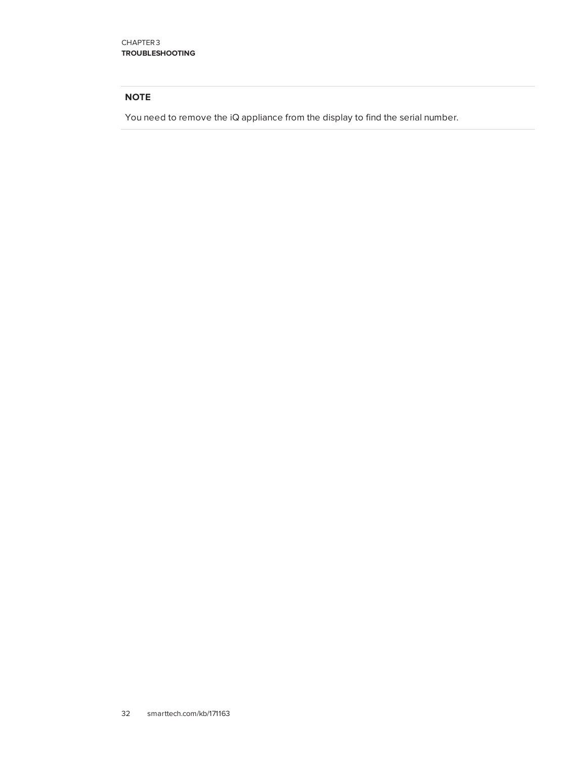**NOTE**

You need to remove the iQ appliance from the display to find the serial number.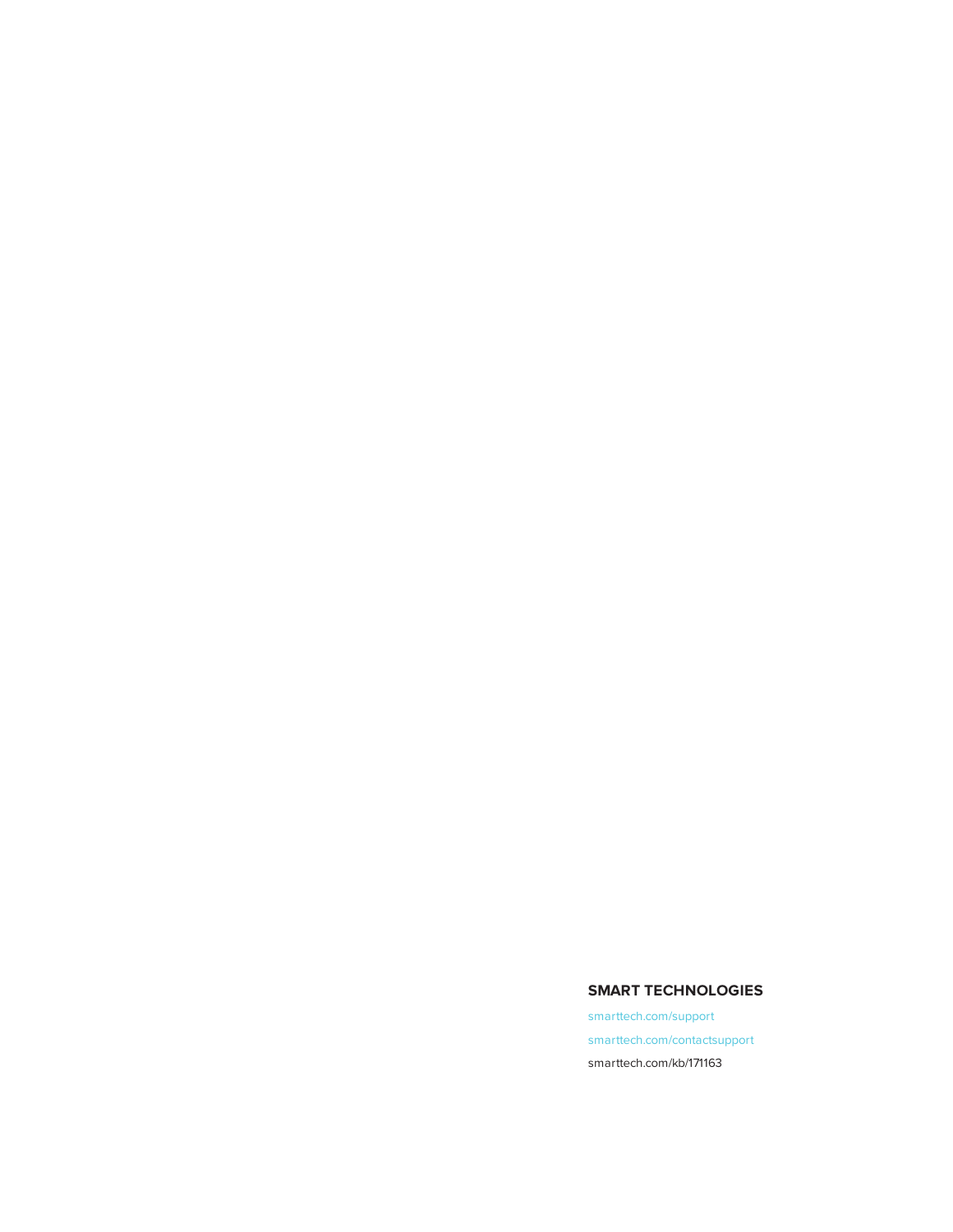**SMART TECHNOLOGIES**

smarttech.com/support

smarttech.com/contactsupport

smarttech.com/kb/171163